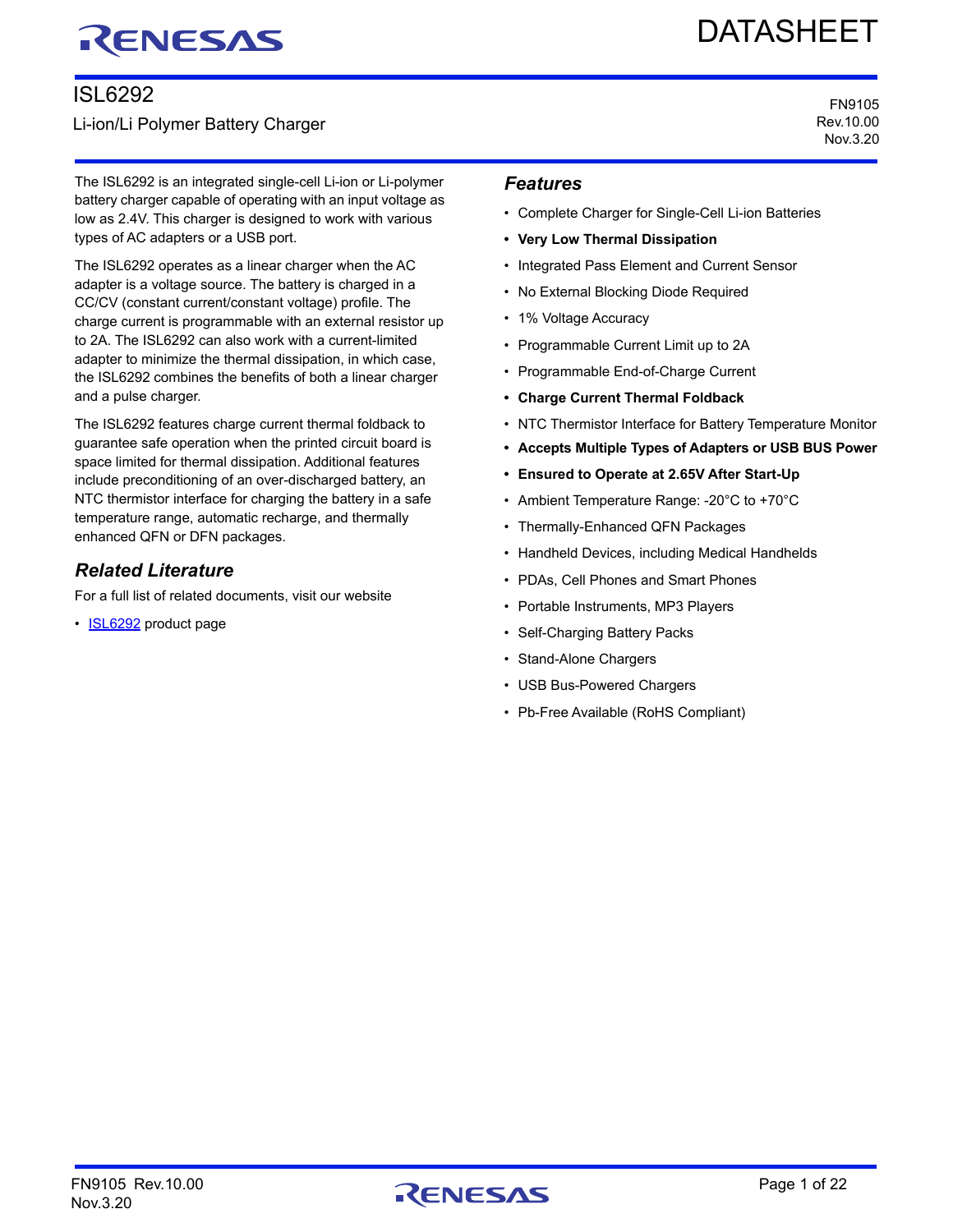# ISL6292

Li-ion/Li Polymer Battery Charger

FN9105
Rev.10.00
Nov.3.20

The ISL6292 is an integrated single-cell Li-ion or Li-polymer battery charger capable of operating with an input voltage as low as 2.4V. This charger is designed to work with various types of AC adapters or a USB port.

The ISL6292 operates as a linear charger when the AC adapter is a voltage source. The battery is charged in a CC/CV (constant current/constant voltage) profile. The charge current is programmable with an external resistor up to 2A. The ISL6292 can also work with a current-limited adapter to minimize the thermal dissipation, in which case, the ISL6292 combines the benefits of both a linear charger and a pulse charger.

The ISL6292 features charge current thermal foldback to guarantee safe operation when the printed circuit board is space limited for thermal dissipation. Additional features include preconditioning of an over-discharged battery, an NTC thermistor interface for charging the battery in a safe temperature range, automatic recharge, and thermally enhanced QFN or DFN packages.

## Related Literature

For a full list of related documents, visit our website

- ISL6292 product page

## Features

- Complete Charger for Single-Cell Li-ion Batteries
- **Very Low Thermal Dissipation**
- Integrated Pass Element and Current Sensor
- No External Blocking Diode Required
- 1% Voltage Accuracy
- Programmable Current Limit up to 2A
- Programmable End-of-Charge Current
- **Charge Current Thermal Foldback**
- NTC Thermistor Interface for Battery Temperature Monitor
- **Accepts Multiple Types of Adapters or USB BUS Power**
- **Ensured to Operate at 2.65V After Start-Up**
- Ambient Temperature Range: -20°C to +70°C
- Thermally-Enhanced QFN Packages
- Handheld Devices, including Medical Handhelds
- PDAs, Cell Phones and Smart Phones
- Portable Instruments, MP3 Players
- Self-Charging Battery Packs
- Stand-Alone Chargers
- USB Bus-Powered Chargers
- Pb-Free Available (RoHS Compliant)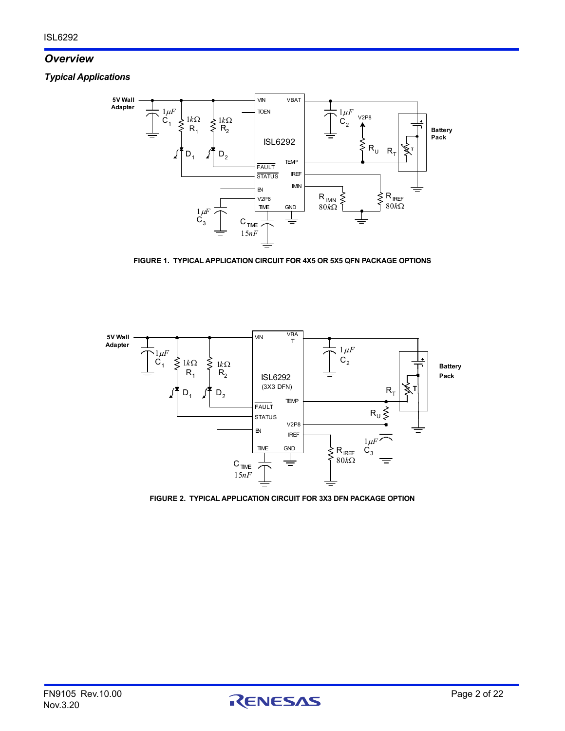## Overview

### Typical Applications

FIGURE 1. TYPICAL APPLICATION CIRCUIT FOR 4X5 OR 5X5 QFN PACKAGE OPTIONS

FIGURE 2. TYPICAL APPLICATION CIRCUIT FOR 3X3 DFN PACKAGE OPTION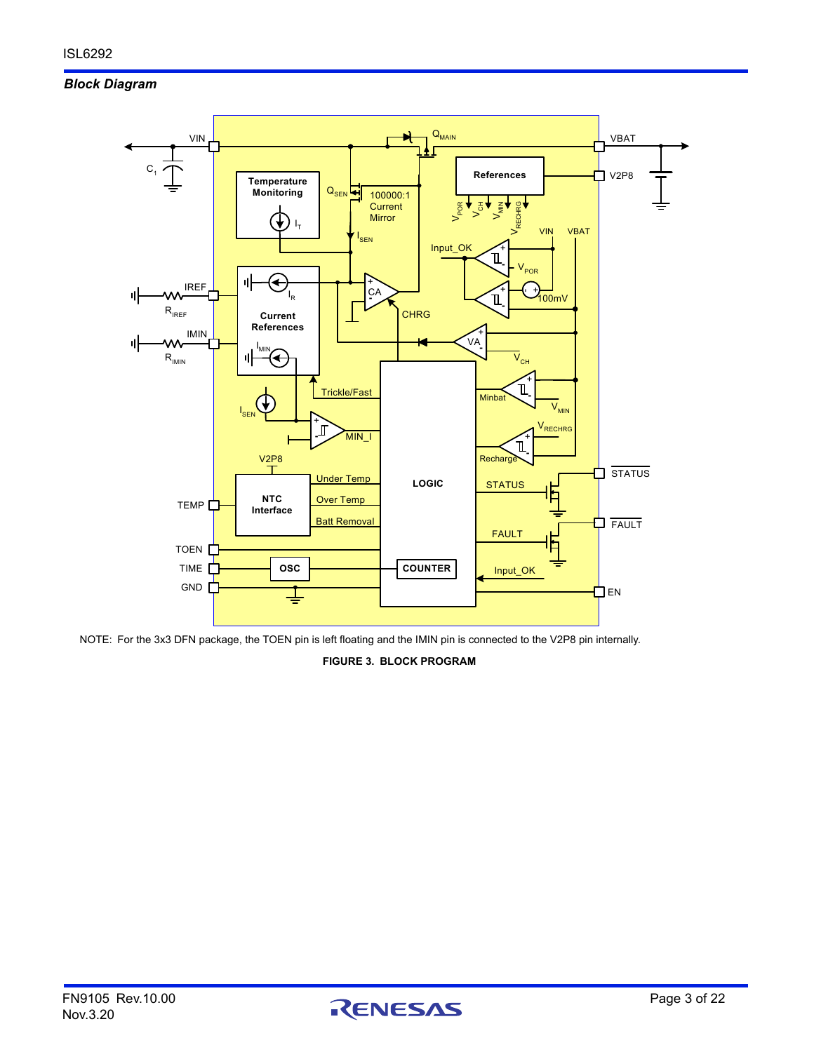## *Block Diagram*

NOTE: For the 3x3 DFN package, the TOEN pin is left floating and the IMIN pin is connected to the V2P8 pin internally.

**FIGURE 3. BLOCK PROGRAM**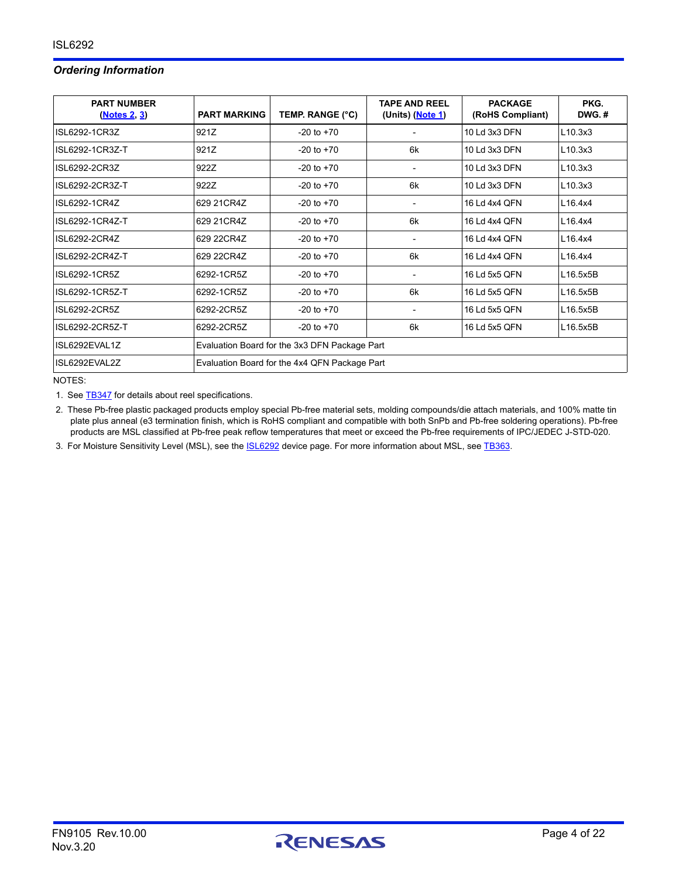## *Ordering Information*

| PART NUMBER (Notes 2, 3) | PART MARKING | TEMP. RANGE (°C) | TAPE AND REEL (Units) (Note 1) | PACKAGE (RoHS Compliant) | PKG. DWG. # |
|---|---|---|---|---|---|
| ISL6292-1CR3Z | 921Z | -20 to +70 | - | 10 Ld 3x3 DFN | L10.3x3 |
| ISL6292-1CR3Z-T | 921Z | -20 to +70 | 6k | 10 Ld 3x3 DFN | L10.3x3 |
| ISL6292-2CR3Z | 922Z | -20 to +70 | - | 10 Ld 3x3 DFN | L10.3x3 |
| ISL6292-2CR3Z-T | 922Z | -20 to +70 | 6k | 10 Ld 3x3 DFN | L10.3x3 |
| ISL6292-1CR4Z | 629 21CR4Z | -20 to +70 | - | 16 Ld 4x4 QFN | L16.4x4 |
| ISL6292-1CR4Z-T | 629 21CR4Z | -20 to +70 | 6k | 16 Ld 4x4 QFN | L16.4x4 |
| ISL6292-2CR4Z | 629 22CR4Z | -20 to +70 | - | 16 Ld 4x4 QFN | L16.4x4 |
| ISL6292-2CR4Z-T | 629 22CR4Z | -20 to +70 | 6k | 16 Ld 4x4 QFN | L16.4x4 |
| ISL6292-1CR5Z | 6292-1CR5Z | -20 to +70 | - | 16 Ld 5x5 QFN | L16.5x5B |
| ISL6292-1CR5Z-T | 6292-1CR5Z | -20 to +70 | 6k | 16 Ld 5x5 QFN | L16.5x5B |
| ISL6292-2CR5Z | 6292-2CR5Z | -20 to +70 | - | 16 Ld 5x5 QFN | L16.5x5B |
| ISL6292-2CR5Z-T | 6292-2CR5Z | -20 to +70 | 6k | 16 Ld 5x5 QFN | L16.5x5B |
| ISL6292EVAL1Z | Evaluation Board for the 3x3 DFN Package Part | | | | |
| ISL6292EVAL2Z | Evaluation Board for the 4x4 QFN Package Part | | | | |

NOTES:

1. See TB347 for details about reel specifications.
2. These Pb-free plastic packaged products employ special Pb-free material sets, molding compounds/die attach materials, and 100% matte tin plate plus anneal (e3 termination finish, which is RoHS compliant and compatible with both SnPb and Pb-free soldering operations). Pb-free products are MSL classified at Pb-free peak reflow temperatures that meet or exceed the Pb-free requirements of IPC/JEDEC J-STD-020.
3. For Moisture Sensitivity Level (MSL), see the ISL6292 device page. For more information about MSL, see TB363.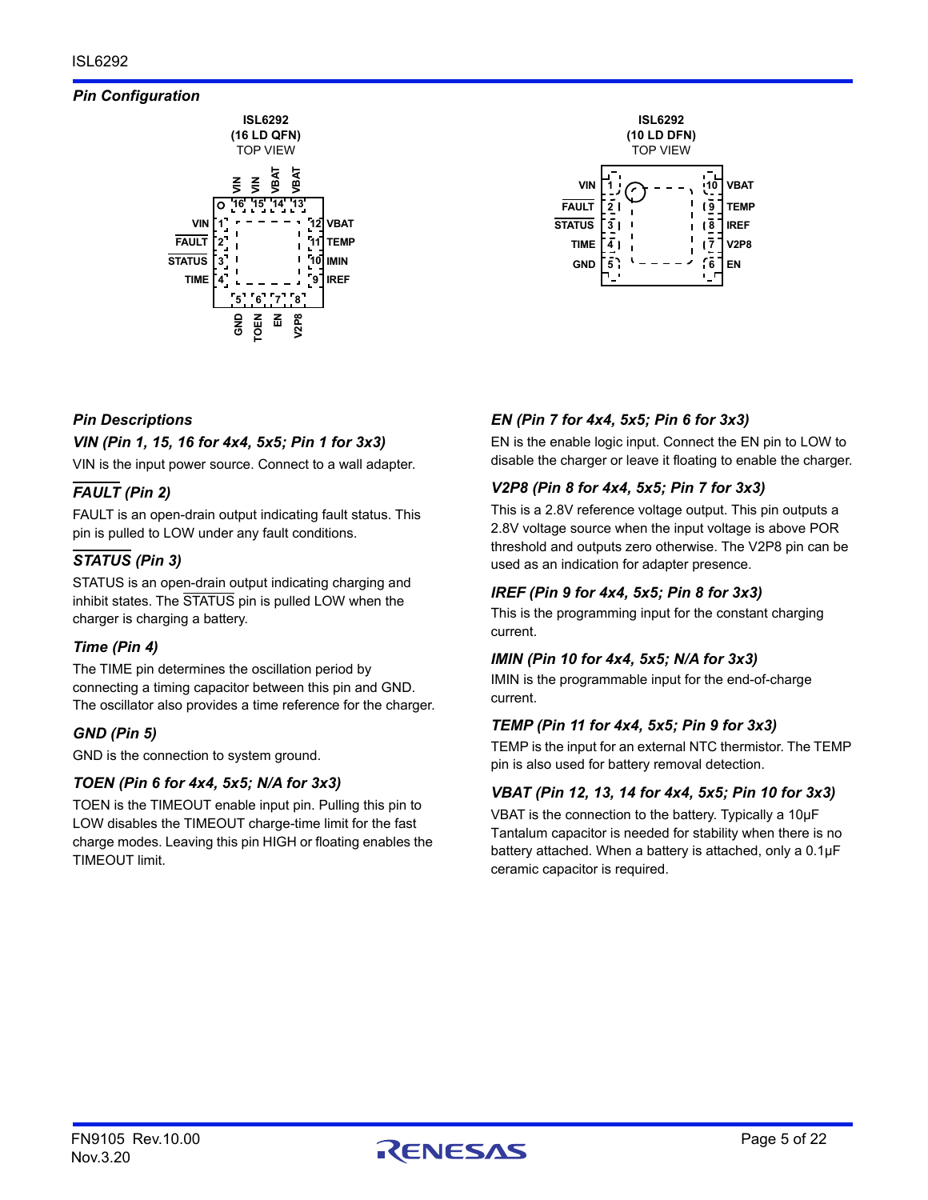## Pin Configuration

**ISL6292 (16 LD QFN) TOP VIEW**

| Pin | Name |
|---|---|
| 1 | VIN |
| 2 | FAULT |
| 3 | STATUS |
| 4 | TIME |
| 5 | GND |
| 6 | TOEN |
| 7 | EN |
| 8 | V2P8 |
| 9 | IREF |
| 10 | IMIN |
| 11 | TEMP |
| 12 | VBAT |
| 13 | VBAT |
| 14 | VBAT |
| 15 | VIN |
| 16 | VIN |

**ISL6292 (10 LD DFN) TOP VIEW**

| Pin | Name |
|---|---|
| 1 | VIN |
| 2 | FAULT |
| 3 | STATUS |
| 4 | TIME |
| 5 | GND |
| 6 | EN |
| 7 | V2P8 |
| 8 | IREF |
| 9 | TEMP |
| 10 | VBAT |

## Pin Descriptions

### VIN (Pin 1, 15, 16 for 4x4, 5x5; Pin 1 for 3x3)

VIN is the input power source. Connect to a wall adapter.

### FAULT (Pin 2)

FAULT is an open-drain output indicating fault status. This pin is pulled to LOW under any fault conditions.

### STATUS (Pin 3)

STATUS is an open-drain output indicating charging and inhibit states. The STATUS pin is pulled LOW when the charger is charging a battery.

### Time (Pin 4)

The TIME pin determines the oscillation period by connecting a timing capacitor between this pin and GND. The oscillator also provides a time reference for the charger.

### GND (Pin 5)

GND is the connection to system ground.

### TOEN (Pin 6 for 4x4, 5x5; N/A for 3x3)

TOEN is the TIMEOUT enable input pin. Pulling this pin to LOW disables the TIMEOUT charge-time limit for the fast charge modes. Leaving this pin HIGH or floating enables the TIMEOUT limit.

### EN (Pin 7 for 4x4, 5x5; Pin 6 for 3x3)

EN is the enable logic input. Connect the EN pin to LOW to disable the charger or leave it floating to enable the charger.

### V2P8 (Pin 8 for 4x4, 5x5; Pin 7 for 3x3)

This is a 2.8V reference voltage output. This pin outputs a 2.8V voltage source when the input voltage is above POR threshold and outputs zero otherwise. The V2P8 pin can be used as an indication for adapter presence.

### IREF (Pin 9 for 4x4, 5x5; Pin 8 for 3x3)

This is the programming input for the constant charging current.

### IMIN (Pin 10 for 4x4, 5x5; N/A for 3x3)

IMIN is the programmable input for the end-of-charge current.

### TEMP (Pin 11 for 4x4, 5x5; Pin 9 for 3x3)

TEMP is the input for an external NTC thermistor. The TEMP pin is also used for battery removal detection.

### VBAT (Pin 12, 13, 14 for 4x4, 5x5; Pin 10 for 3x3)

VBAT is the connection to the battery. Typically a 10µF Tantalum capacitor is needed for stability when there is no battery attached. When a battery is attached, only a 0.1µF ceramic capacitor is required.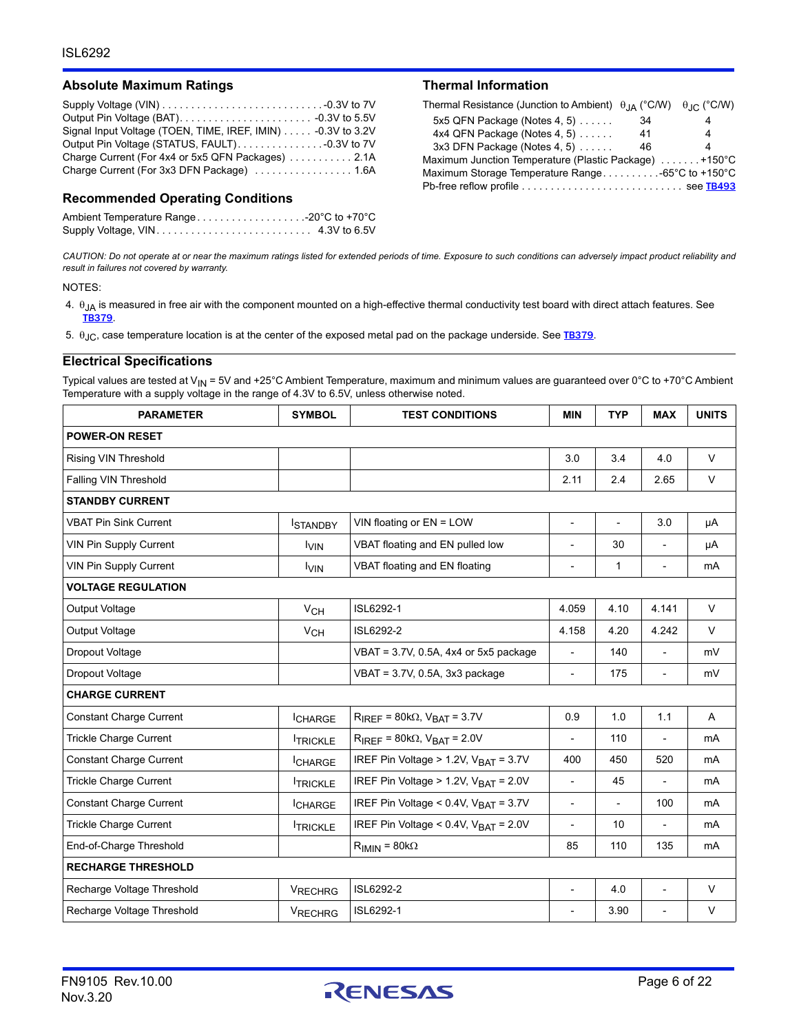## Absolute Maximum Ratings

Supply Voltage (VIN) . . . . . . . . . . . . . . . . . . . . . . . . . . . -0.3V to 7V
Output Pin Voltage (BAT). . . . . . . . . . . . . . . . . . . . . . . -0.3V to 5.5V
Signal Input Voltage (TOEN, TIME, IREF, IMIN) . . . . . -0.3V to 3.2V
Output Pin Voltage (STATUS, FAULT). . . . . . . . . . . . . . . -0.3V to 7V
Charge Current (For 4x4 or 5x5 QFN Packages) . . . . . . . . . . . 2.1A
Charge Current (For 3x3 DFN Package) . . . . . . . . . . . . . . . . . 1.6A

## Recommended Operating Conditions

Ambient Temperature Range. . . . . . . . . . . . . . . . . . . -20°C to +70°C
Supply Voltage, VIN. . . . . . . . . . . . . . . . . . . . . . . . . . 4.3V to 6.5V

## Thermal Information

| Thermal Resistance (Junction to Ambient) | $\theta_{JA}$ (°C/W) | $\theta_{JC}$ (°C/W) |
|---|---|---|
| 5x5 QFN Package (Notes 4, 5) . . . . . . | 34 | 4 |
| 4x4 QFN Package (Notes 4, 5) . . . . . . | 41 | 4 |
| 3x3 DFN Package (Notes 4, 5) . . . . . . | 46 | 4 |

Maximum Junction Temperature (Plastic Package) . . . . . . . +150°C
Maximum Storage Temperature Range. . . . . . . . . . -65°C to +150°C
Pb-free reflow profile . . . . . . . . . . . . . . . . . . . . . . . . . . . . see TB493

*CAUTION: Do not operate at or near the maximum ratings listed for extended periods of time. Exposure to such conditions can adversely impact product reliability and result in failures not covered by warranty.*

NOTES:

4. $\theta_{JA}$ is measured in free air with the component mounted on a high-effective thermal conductivity test board with direct attach features. See TB379.
5. $\theta_{JC}$, case temperature location is at the center of the exposed metal pad on the package underside. See TB379.

## Electrical Specifications

Typical values are tested at $V_{IN}$ = 5V and +25°C Ambient Temperature, maximum and minimum values are guaranteed over 0°C to +70°C Ambient Temperature with a supply voltage in the range of 4.3V to 6.5V, unless otherwise noted.

| PARAMETER | SYMBOL | TEST CONDITIONS | MIN | TYP | MAX | UNITS |
|---|---|---|---|---|---|---|
| **POWER-ON RESET** | | | | | | |
| Rising VIN Threshold | | | 3.0 | 3.4 | 4.0 | V |
| Falling VIN Threshold | | | 2.11 | 2.4 | 2.65 | V |
| **STANDBY CURRENT** | | | | | | |
| VBAT Pin Sink Current | $I_{STANDBY}$ | VIN floating or EN = LOW | - | - | 3.0 | µA |
| VIN Pin Supply Current | $I_{VIN}$ | VBAT floating and EN pulled low | - | 30 | - | µA |
| VIN Pin Supply Current | $I_{VIN}$ | VBAT floating and EN floating | - | 1 | - | mA |
| **VOLTAGE REGULATION** | | | | | | |
| Output Voltage | $V_{CH}$ | ISL6292-1 | 4.059 | 4.10 | 4.141 | V |
| Output Voltage | $V_{CH}$ | ISL6292-2 | 4.158 | 4.20 | 4.242 | V |
| Dropout Voltage | | VBAT = 3.7V, 0.5A, 4x4 or 5x5 package | - | 140 | - | mV |
| Dropout Voltage | | VBAT = 3.7V, 0.5A, 3x3 package | - | 175 | - | mV |
| **CHARGE CURRENT** | | | | | | |
| Constant Charge Current | $I_{CHARGE}$ | $R_{IREF}$ = 80kΩ, $V_{BAT}$ = 3.7V | 0.9 | 1.0 | 1.1 | A |
| Trickle Charge Current | $I_{TRICKLE}$ | $R_{IREF}$ = 80kΩ, $V_{BAT}$ = 2.0V | - | 110 | - | mA |
| Constant Charge Current | $I_{CHARGE}$ | IREF Pin Voltage > 1.2V, $V_{BAT}$ = 3.7V | 400 | 450 | 520 | mA |
| Trickle Charge Current | $I_{TRICKLE}$ | IREF Pin Voltage > 1.2V, $V_{BAT}$ = 2.0V | - | 45 | - | mA |
| Constant Charge Current | $I_{CHARGE}$ | IREF Pin Voltage < 0.4V, $V_{BAT}$ = 3.7V | - | - | 100 | mA |
| Trickle Charge Current | $I_{TRICKLE}$ | IREF Pin Voltage < 0.4V, $V_{BAT}$ = 2.0V | - | 10 | - | mA |
| End-of-Charge Threshold | | $R_{IMIN}$ = 80kΩ | 85 | 110 | 135 | mA |
| **RECHARGE THRESHOLD** | | | | | | |
| Recharge Voltage Threshold | $V_{RECHRG}$ | ISL6292-2 | - | 4.0 | - | V |
| Recharge Voltage Threshold | $V_{RECHRG}$ | ISL6292-1 | - | 3.90 | - | V |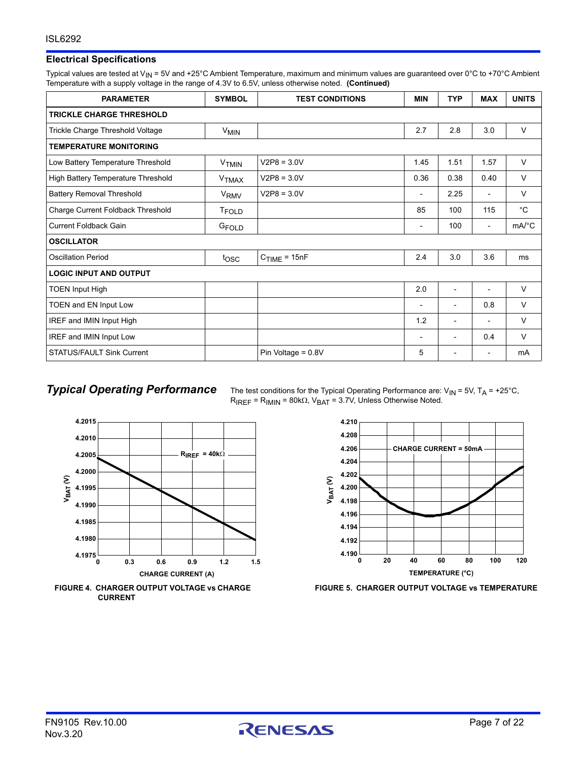## Electrical Specifications

Typical values are tested at $V_{IN}$ = 5V and +25°C Ambient Temperature, maximum and minimum values are guaranteed over 0°C to +70°C Ambient Temperature with a supply voltage in the range of 4.3V to 6.5V, unless otherwise noted. **(Continued)**

| PARAMETER | SYMBOL | TEST CONDITIONS | MIN | TYP | MAX | UNITS |
|---|---|---|---|---|---|---|
| **TRICKLE CHARGE THRESHOLD** | | | | | | |
| Trickle Charge Threshold Voltage | $V_{MIN}$ | | 2.7 | 2.8 | 3.0 | V |
| **TEMPERATURE MONITORING** | | | | | | |
| Low Battery Temperature Threshold | $V_{TMIN}$ | V2P8 = 3.0V | 1.45 | 1.51 | 1.57 | V |
| High Battery Temperature Threshold | $V_{TMAX}$ | V2P8 = 3.0V | 0.36 | 0.38 | 0.40 | V |
| Battery Removal Threshold | $V_{RMV}$ | V2P8 = 3.0V | - | 2.25 | - | V |
| Charge Current Foldback Threshold | $T_{FOLD}$ | | 85 | 100 | 115 | °C |
| Current Foldback Gain | $G_{FOLD}$ | | - | 100 | - | mA/°C |
| **OSCILLATOR** | | | | | | |
| Oscillation Period | $t_{OSC}$ | $C_{TIME}$ = 15nF | 2.4 | 3.0 | 3.6 | ms |
| **LOGIC INPUT AND OUTPUT** | | | | | | |
| TOEN Input High | | | 2.0 | - | - | V |
| TOEN and EN Input Low | | | - | - | 0.8 | V |
| IREF and IMIN Input High | | | 1.2 | - | - | V |
| IREF and IMIN Input Low | | | - | - | 0.4 | V |
| STATUS/FAULT Sink Current | | Pin Voltage = 0.8V | 5 | - | - | mA |

## *Typical Operating Performance*

The test conditions for the Typical Operating Performance are: $V_{IN}$ = 5V, $T_A$ = +25°C, $R_{IREF}$ = $R_{IMIN}$ = 80kΩ, $V_{BAT}$ = 3.7V, Unless Otherwise Noted.

**FIGURE 4. CHARGER OUTPUT VOLTAGE vs CHARGE CURRENT**

**FIGURE 5. CHARGER OUTPUT VOLTAGE vs TEMPERATURE**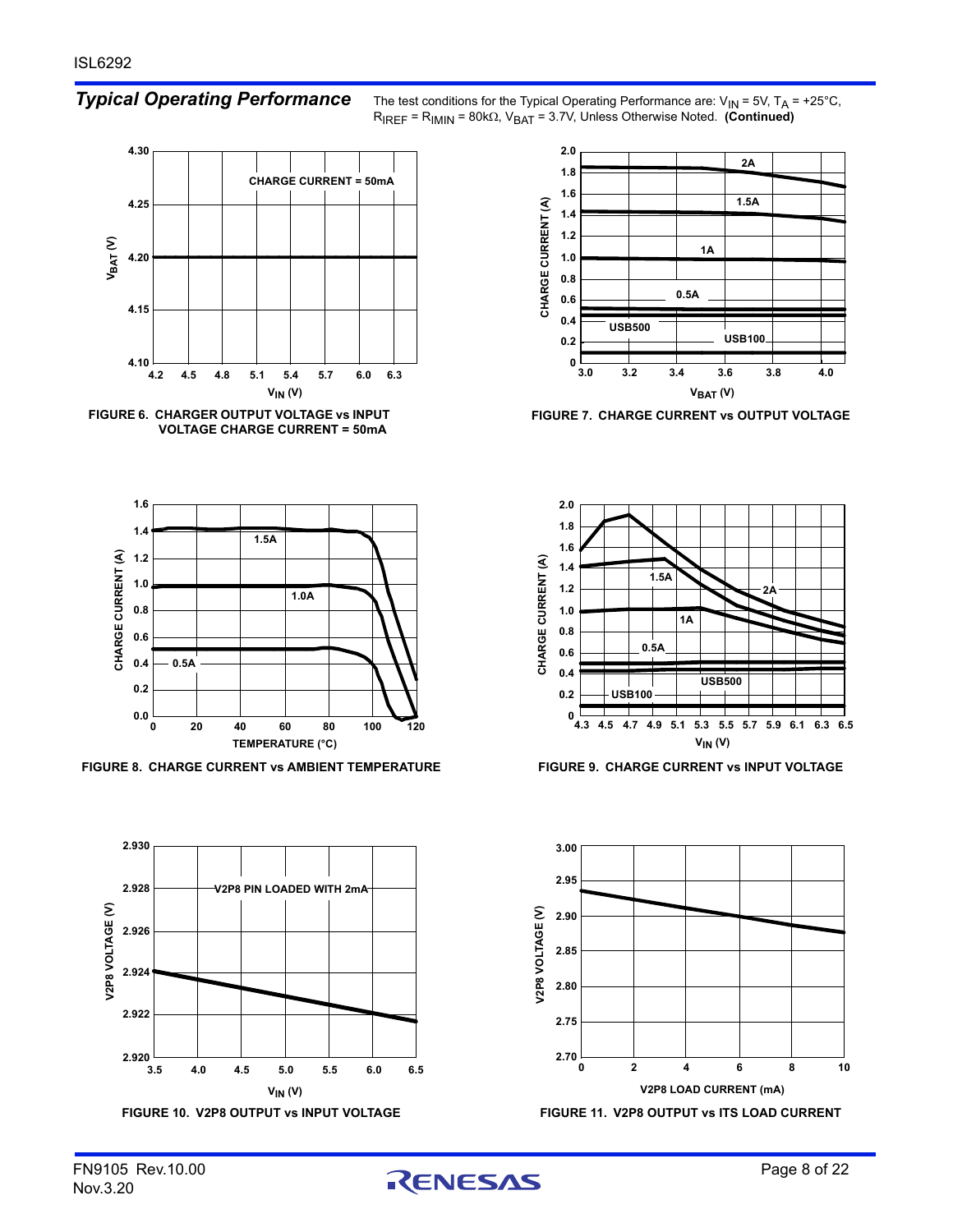## *Typical Operating Performance*

The test conditions for the Typical Operating Performance are: $V_{IN}$ = 5V, $T_A$ = +25°C, $R_{IREF}$ = $R_{IMIN}$ = 80kΩ, $V_{BAT}$ = 3.7V, Unless Otherwise Noted. **(Continued)**

**FIGURE 6. CHARGER OUTPUT VOLTAGE vs INPUT VOLTAGE CHARGE CURRENT = 50mA**

**FIGURE 7. CHARGE CURRENT vs OUTPUT VOLTAGE**

**FIGURE 8. CHARGE CURRENT vs AMBIENT TEMPERATURE**

**FIGURE 9. CHARGE CURRENT vs INPUT VOLTAGE**

**FIGURE 10. V2P8 OUTPUT vs INPUT VOLTAGE**

**FIGURE 11. V2P8 OUTPUT vs ITS LOAD CURRENT**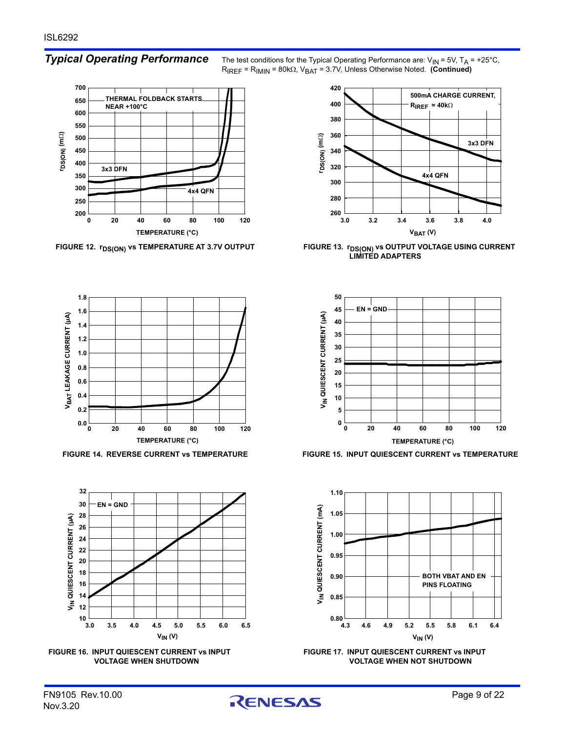## *Typical Operating Performance*

The test conditions for the Typical Operating Performance are: $V_{IN}$ = 5V, $T_A$ = +25°C, $R_{IREF}$ = $R_{IMIN}$ = 80kΩ, $V_{BAT}$ = 3.7V, Unless Otherwise Noted. **(Continued)**

**FIGURE 12. $r_{DS(ON)}$ vs TEMPERATURE AT 3.7V OUTPUT**

**FIGURE 13. $r_{DS(ON)}$ vs OUTPUT VOLTAGE USING CURRENT LIMITED ADAPTERS**

**FIGURE 14. REVERSE CURRENT vs TEMPERATURE**

**FIGURE 15. INPUT QUIESCENT CURRENT vs TEMPERATURE**

**FIGURE 16. INPUT QUIESCENT CURRENT vs INPUT VOLTAGE WHEN SHUTDOWN**

**FIGURE 17. INPUT QUIESCENT CURRENT vs INPUT VOLTAGE WHEN NOT SHUTDOWN**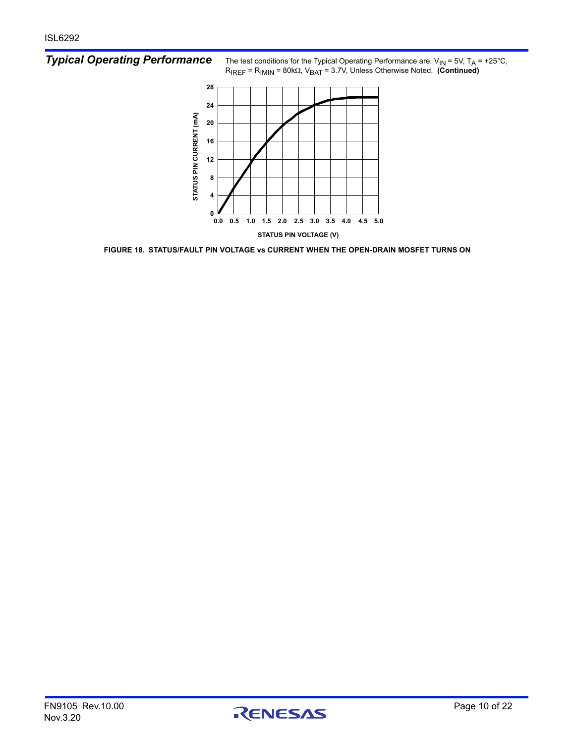## *Typical Operating Performance*

The test conditions for the Typical Operating Performance are: $V_{IN}$ = 5V, $T_A$ = +25°C, $R_{IREF}$ = $R_{IMIN}$ = 80kΩ, $V_{BAT}$ = 3.7V, Unless Otherwise Noted. **(Continued)**

**FIGURE 18. STATUS/FAULT PIN VOLTAGE vs CURRENT WHEN THE OPEN-DRAIN MOSFET TURNS ON**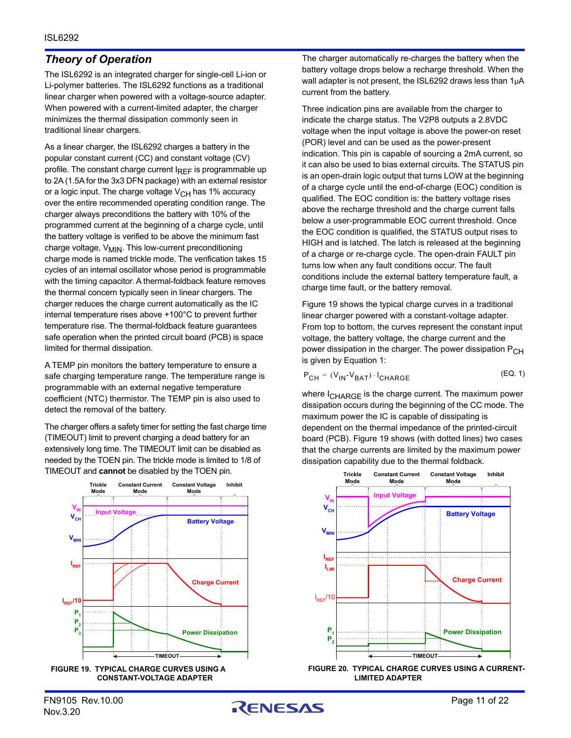## Theory of Operation

The ISL6292 is an integrated charger for single-cell Li-ion or Li-polymer batteries. The ISL6292 functions as a traditional linear charger when powered with a voltage-source adapter. When powered with a current-limited adapter, the charger minimizes the thermal dissipation commonly seen in traditional linear chargers.

As a linear charger, the ISL6292 charges a battery in the popular constant current (CC) and constant voltage (CV) profile. The constant charge current $I_{REF}$ is programmable up to 2A (1.5A for the 3x3 DFN package) with an external resistor or a logic input. The charge voltage $V_{CH}$ has 1% accuracy over the entire recommended operating condition range. The charger always preconditions the battery with 10% of the programmed current at the beginning of a charge cycle, until the battery voltage is verified to be above the minimum fast charge voltage, $V_{MIN}$. This low-current preconditioning charge mode is named trickle mode. The verification takes 15 cycles of an internal oscillator whose period is programmable with the timing capacitor. A thermal-foldback feature removes the thermal concern typically seen in linear chargers. The charger reduces the charge current automatically as the IC internal temperature rises above +100°C to prevent further temperature rise. The thermal-foldback feature guarantees safe operation when the printed circuit board (PCB) is space limited for thermal dissipation.

A TEMP pin monitors the battery temperature to ensure a safe charging temperature range. The temperature range is programmable with an external negative temperature coefficient (NTC) thermistor. The TEMP pin is also used to detect the removal of the battery.

The charger offers a safety timer for setting the fast charge time (TIMEOUT) limit to prevent charging a dead battery for an extensively long time. The TIMEOUT limit can be disabled as needed by the TOEN pin. The trickle mode is limited to 1/8 of TIMEOUT and **cannot** be disabled by the TOEN pin.

FIGURE 19. TYPICAL CHARGE CURVES USING A CONSTANT-VOLTAGE ADAPTER

The charger automatically re-charges the battery when the battery voltage drops below a recharge threshold. When the wall adapter is not present, the ISL6292 draws less than 1µA current from the battery.

Three indication pins are available from the charger to indicate the charge status. The V2P8 outputs a 2.8VDC voltage when the input voltage is above the power-on reset (POR) level and can be used as the power-present indication. This pin is capable of sourcing a 2mA current, so it can also be used to bias external circuits. The STATUS pin is an open-drain logic output that turns LOW at the beginning of a charge cycle until the end-of-charge (EOC) condition is qualified. The EOC condition is: the battery voltage rises above the recharge threshold and the charge current falls below a user-programmable EOC current threshold. Once the EOC condition is qualified, the STATUS output rises to HIGH and is latched. The latch is released at the beginning of a charge or re-charge cycle. The open-drain FAULT pin turns low when any fault conditions occur. The fault conditions include the external battery temperature fault, a charge time fault, or the battery removal.

Figure 19 shows the typical charge curves in a traditional linear charger powered with a constant-voltage adapter. From top to bottom, the curves represent the constant input voltage, the battery voltage, the charge current and the power dissipation in the charger. The power dissipation $P_{CH}$ is given by Equation 1:

$$P_{CH} = (V_{IN} - V_{BAT}) \cdot I_{CHARGE} \quad \text{(EQ. 1)}$$

where $I_{CHARGE}$ is the charge current. The maximum power dissipation occurs during the beginning of the CC mode. The maximum power the IC is capable of dissipating is dependent on the thermal impedance of the printed-circuit board (PCB). Figure 19 shows (with dotted lines) two cases that the charge currents are limited by the maximum power dissipation capability due to the thermal foldback.

FIGURE 20. TYPICAL CHARGE CURVES USING A CURRENT-LIMITED ADAPTER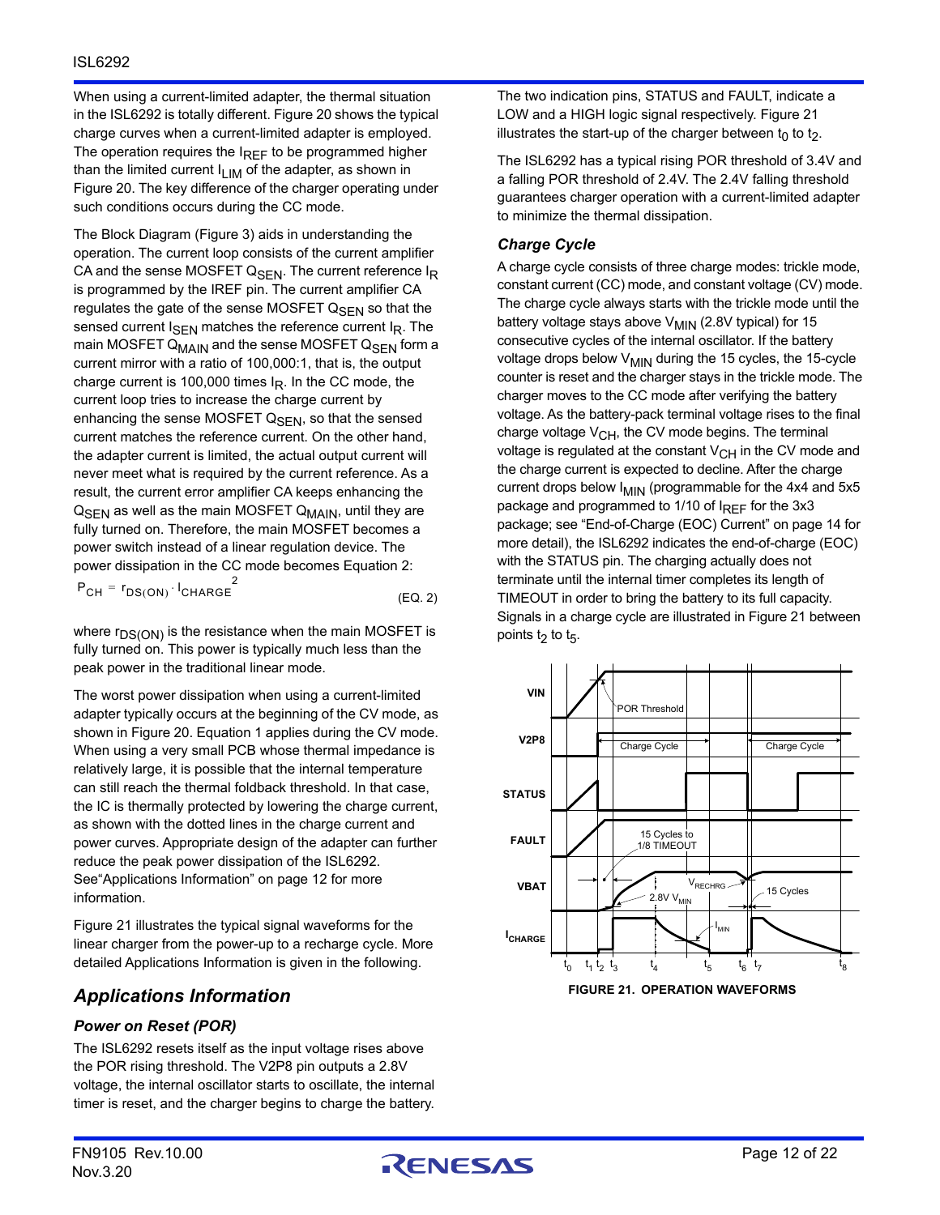When using a current-limited adapter, the thermal situation in the ISL6292 is totally different. Figure 20 shows the typical charge curves when a current-limited adapter is employed. The operation requires the $I_{REF}$ to be programmed higher than the limited current $I_{LIM}$ of the adapter, as shown in Figure 20. The key difference of the charger operating under such conditions occurs during the CC mode.

The Block Diagram (Figure 3) aids in understanding the operation. The current loop consists of the current amplifier CA and the sense MOSFET $Q_{SEN}$. The current reference $I_R$ is programmed by the IREF pin. The current amplifier CA regulates the gate of the sense MOSFET $Q_{SEN}$ so that the sensed current $I_{SEN}$ matches the reference current $I_R$. The main MOSFET $Q_{MAIN}$ and the sense MOSFET $Q_{SEN}$ form a current mirror with a ratio of 100,000:1, that is, the output charge current is 100,000 times $I_R$. In the CC mode, the current loop tries to increase the charge current by enhancing the sense MOSFET $Q_{SEN}$, so that the sensed current matches the reference current. On the other hand, the adapter current is limited, the actual output current will never meet what is required by the current reference. As a result, the current error amplifier CA keeps enhancing the $Q_{SEN}$ as well as the main MOSFET $Q_{MAIN}$, until they are fully turned on. Therefore, the main MOSFET becomes a power switch instead of a linear regulation device. The power dissipation in the CC mode becomes Equation 2:

$$P_{CH} = r_{DS(ON)} \cdot I_{CHARGE}^2 \qquad \text{(EQ. 2)}$$

where $r_{DS(ON)}$ is the resistance when the main MOSFET is fully turned on. This power is typically much less than the peak power in the traditional linear mode.

The worst power dissipation when using a current-limited adapter typically occurs at the beginning of the CV mode, as shown in Figure 20. Equation 1 applies during the CV mode. When using a very small PCB whose thermal impedance is relatively large, it is possible that the internal temperature can still reach the thermal foldback threshold. In that case, the IC is thermally protected by lowering the charge current, as shown with the dotted lines in the charge current and power curves. Appropriate design of the adapter can further reduce the peak power dissipation of the ISL6292. See"Applications Information" on page 12 for more information.

Figure 21 illustrates the typical signal waveforms for the linear charger from the power-up to a recharge cycle. More detailed Applications Information is given in the following.

## Applications Information

### Power on Reset (POR)

The ISL6292 resets itself as the input voltage rises above the POR rising threshold. The V2P8 pin outputs a 2.8V voltage, the internal oscillator starts to oscillate, the internal timer is reset, and the charger begins to charge the battery. The two indication pins, STATUS and FAULT, indicate a LOW and a HIGH logic signal respectively. Figure 21 illustrates the start-up of the charger between $t_0$ to $t_2$.

The ISL6292 has a typical rising POR threshold of 3.4V and a falling POR threshold of 2.4V. The 2.4V falling threshold guarantees charger operation with a current-limited adapter to minimize the thermal dissipation.

### Charge Cycle

A charge cycle consists of three charge modes: trickle mode, constant current (CC) mode, and constant voltage (CV) mode. The charge cycle always starts with the trickle mode until the battery voltage stays above $V_{MIN}$ (2.8V typical) for 15 consecutive cycles of the internal oscillator. If the battery voltage drops below $V_{MIN}$ during the 15 cycles, the 15-cycle counter is reset and the charger stays in the trickle mode. The charger moves to the CC mode after verifying the battery voltage. As the battery-pack terminal voltage rises to the final charge voltage $V_{CH}$, the CV mode begins. The terminal voltage is regulated at the constant $V_{CH}$ in the CV mode and the charge current is expected to decline. After the charge current drops below $I_{MIN}$ (programmable for the 4x4 and 5x5 package and programmed to 1/10 of $I_{REF}$ for the 3x3 package; see "End-of-Charge (EOC) Current" on page 14 for more detail), the ISL6292 indicates the end-of-charge (EOC) with the STATUS pin. The charging actually does not terminate until the internal timer completes its length of TIMEOUT in order to bring the battery to its full capacity. Signals in a charge cycle are illustrated in Figure 21 between points $t_2$ to $t_5$.

**FIGURE 21. OPERATION WAVEFORMS**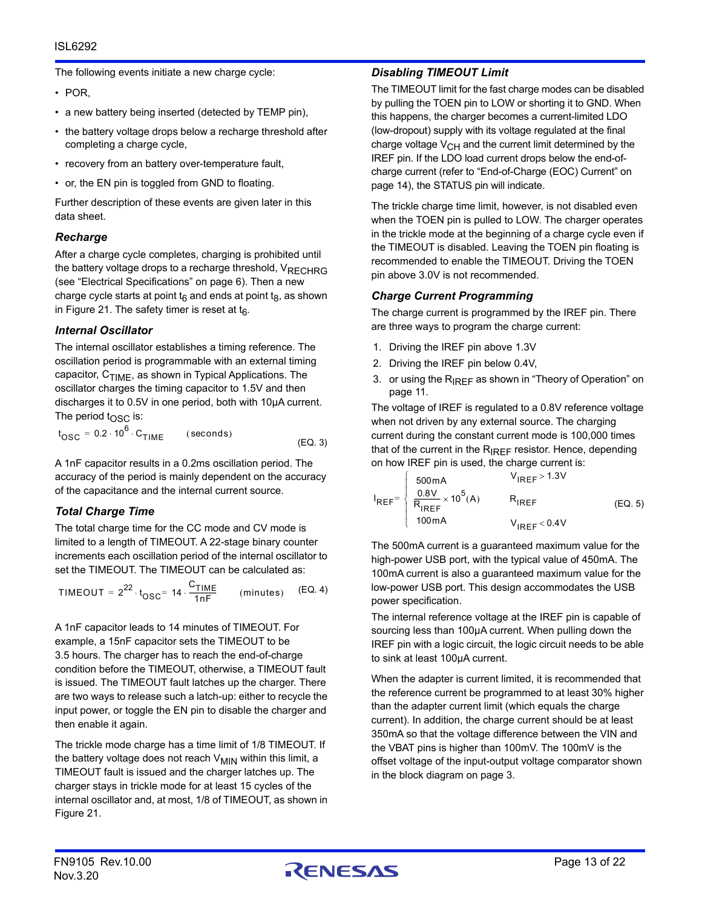The following events initiate a new charge cycle:

- POR,
- a new battery being inserted (detected by TEMP pin),
- the battery voltage drops below a recharge threshold after completing a charge cycle,
- recovery from an battery over-temperature fault,
- or, the EN pin is toggled from GND to floating.

Further description of these events are given later in this data sheet.

### Recharge

After a charge cycle completes, charging is prohibited until the battery voltage drops to a recharge threshold, $V_{RECHRG}$ (see "Electrical Specifications" on page 6). Then a new charge cycle starts at point $t_6$ and ends at point $t_8$, as shown in Figure 21. The safety timer is reset at $t_6$.

### Internal Oscillator

The internal oscillator establishes a timing reference. The oscillation period is programmable with an external timing capacitor, $C_{TIME}$, as shown in Typical Applications. The oscillator charges the timing capacitor to 1.5V and then discharges it to 0.5V in one period, both with 10µA current. The period $t_{OSC}$ is:

$$t_{OSC} = 0.2 \cdot 10^6 \cdot C_{TIME} \quad \text{(seconds)} \qquad \text{(EQ. 3)}$$

A 1nF capacitor results in a 0.2ms oscillation period. The accuracy of the period is mainly dependent on the accuracy of the capacitance and the internal current source.

### Total Charge Time

The total charge time for the CC mode and CV mode is limited to a length of TIMEOUT. A 22-stage binary counter increments each oscillation period of the internal oscillator to set the TIMEOUT. The TIMEOUT can be calculated as:

$$\text{TIMEOUT} = 2^{22} \cdot t_{OSC} = 14 \cdot \frac{C_{TIME}}{1\text{nF}} \quad \text{(minutes)} \qquad \text{(EQ. 4)}$$

A 1nF capacitor leads to 14 minutes of TIMEOUT. For example, a 15nF capacitor sets the TIMEOUT to be 3.5 hours. The charger has to reach the end-of-charge condition before the TIMEOUT, otherwise, a TIMEOUT fault is issued. The TIMEOUT fault latches up the charger. There are two ways to release such a latch-up: either to recycle the input power, or toggle the EN pin to disable the charger and then enable it again.

The trickle mode charge has a time limit of 1/8 TIMEOUT. If the battery voltage does not reach $V_{MIN}$ within this limit, a TIMEOUT fault is issued and the charger latches up. The charger stays in trickle mode for at least 15 cycles of the internal oscillator and, at most, 1/8 of TIMEOUT, as shown in Figure 21.

### Disabling TIMEOUT Limit

The TIMEOUT limit for the fast charge modes can be disabled by pulling the TOEN pin to LOW or shorting it to GND. When this happens, the charger becomes a current-limited LDO (low-dropout) supply with its voltage regulated at the final charge voltage $V_{CH}$ and the current limit determined by the IREF pin. If the LDO load current drops below the end-of-charge current (refer to "End-of-Charge (EOC) Current" on page 14), the STATUS pin will indicate.

The trickle charge time limit, however, is not disabled even when the TOEN pin is pulled to LOW. The charger operates in the trickle mode at the beginning of a charge cycle even if the TIMEOUT is disabled. Leaving the TOEN pin floating is recommended to enable the TIMEOUT. Driving the TOEN pin above 3.0V is not recommended.

### Charge Current Programming

The charge current is programmed by the IREF pin. There are three ways to program the charge current:

1. Driving the IREF pin above 1.3V
2. Driving the IREF pin below 0.4V,
3. or using the $R_{IREF}$ as shown in "Theory of Operation" on page 11.

The voltage of IREF is regulated to a 0.8V reference voltage when not driven by any external source. The charging current during the constant current mode is 100,000 times that of the current in the $R_{IREF}$ resistor. Hence, depending on how IREF pin is used, the charge current is:

$$I_{REF} = \begin{cases} 500\text{mA} & V_{IREF} > 1.3\text{V} \\ \dfrac{0.8\text{V}}{R_{IREF}} \times 10^5 (\text{A}) & R_{IREF} \\ 100\text{mA} & V_{IREF} < 0.4\text{V} \end{cases} \qquad \text{(EQ. 5)}$$

The 500mA current is a guaranteed maximum value for the high-power USB port, with the typical value of 450mA. The 100mA current is also a guaranteed maximum value for the low-power USB port. This design accommodates the USB power specification.

The internal reference voltage at the IREF pin is capable of sourcing less than 100µA current. When pulling down the IREF pin with a logic circuit, the logic circuit needs to be able to sink at least 100µA current.

When the adapter is current limited, it is recommended that the reference current be programmed to at least 30% higher than the adapter current limit (which equals the charge current). In addition, the charge current should be at least 350mA so that the voltage difference between the VIN and the VBAT pins is higher than 100mV. The 100mV is the offset voltage of the input-output voltage comparator shown in the block diagram on page 3.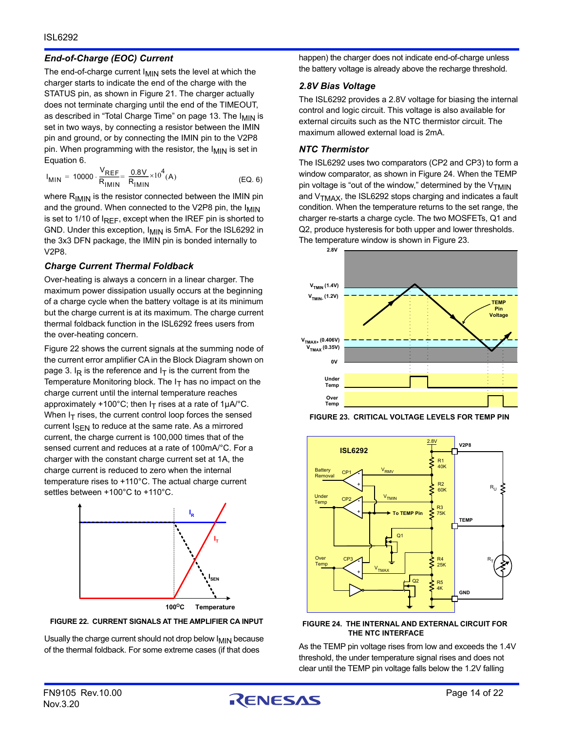### End-of-Charge (EOC) Current

The end-of-charge current $I_{MIN}$ sets the level at which the charger starts to indicate the end of the charge with the STATUS pin, as shown in Figure 21. The charger actually does not terminate charging until the end of the TIMEOUT, as described in "Total Charge Time" on page 13. The $I_{MIN}$ is set in two ways, by connecting a resistor between the IMIN pin and ground, or by connecting the IMIN pin to the V2P8 pin. When programming with the resistor, the $I_{MIN}$ is set in Equation 6.

$$I_{MIN} = 10000 \cdot \frac{V_{REF}}{R_{IMIN}} = \frac{0.8V}{R_{IMIN}} \times 10^4 (A) \quad \text{(EQ. 6)}$$

where $R_{IMIN}$ is the resistor connected between the IMIN pin and the ground. When connected to the V2P8 pin, the $I_{MIN}$ is set to 1/10 of $I_{REF}$, except when the IREF pin is shorted to GND. Under this exception, $I_{MIN}$ is 5mA. For the ISL6292 in the 3x3 DFN package, the IMIN pin is bonded internally to V2P8.

### Charge Current Thermal Foldback

Over-heating is always a concern in a linear charger. The maximum power dissipation usually occurs at the beginning of a charge cycle when the battery voltage is at its minimum but the charge current is at its maximum. The charge current thermal foldback function in the ISL6292 frees users from the over-heating concern.

Figure 22 shows the current signals at the summing node of the current error amplifier CA in the Block Diagram shown on page 3. $I_R$ is the reference and $I_T$ is the current from the Temperature Monitoring block. The $I_T$ has no impact on the charge current until the internal temperature reaches approximately +100°C; then $I_T$ rises at a rate of 1µA/°C. When $I_T$ rises, the current control loop forces the sensed current $I_{SEN}$ to reduce at the same rate. As a mirrored current, the charge current is 100,000 times that of the sensed current and reduces at a rate of 100mA/°C. For a charger with the constant charge current set at 1A, the charge current is reduced to zero when the internal temperature rises to +110°C. The actual charge current settles between +100°C to +110°C.

FIGURE 22. CURRENT SIGNALS AT THE AMPLIFIER CA INPUT

Usually the charge current should not drop below $I_{MIN}$ because of the thermal foldback. For some extreme cases (if that does happen) the charger does not indicate end-of-charge unless the battery voltage is already above the recharge threshold.

### 2.8V Bias Voltage

The ISL6292 provides a 2.8V voltage for biasing the internal control and logic circuit. This voltage is also available for external circuits such as the NTC thermistor circuit. The maximum allowed external load is 2mA.

### NTC Thermistor

The ISL6292 uses two comparators (CP2 and CP3) to form a window comparator, as shown in Figure 24. When the TEMP pin voltage is "out of the window," determined by the $V_{TMIN}$ and $V_{TMAX}$, the ISL6292 stops charging and indicates a fault condition. When the temperature returns to the set range, the charger re-starts a charge cycle. The two MOSFETs, Q1 and Q2, produce hysteresis for both upper and lower thresholds. The temperature window is shown in Figure 23.

FIGURE 23. CRITICAL VOLTAGE LEVELS FOR TEMP PIN

FIGURE 24. THE INTERNAL AND EXTERNAL CIRCUIT FOR THE NTC INTERFACE

As the TEMP pin voltage rises from low and exceeds the 1.4V threshold, the under temperature signal rises and does not clear until the TEMP pin voltage falls below the 1.2V falling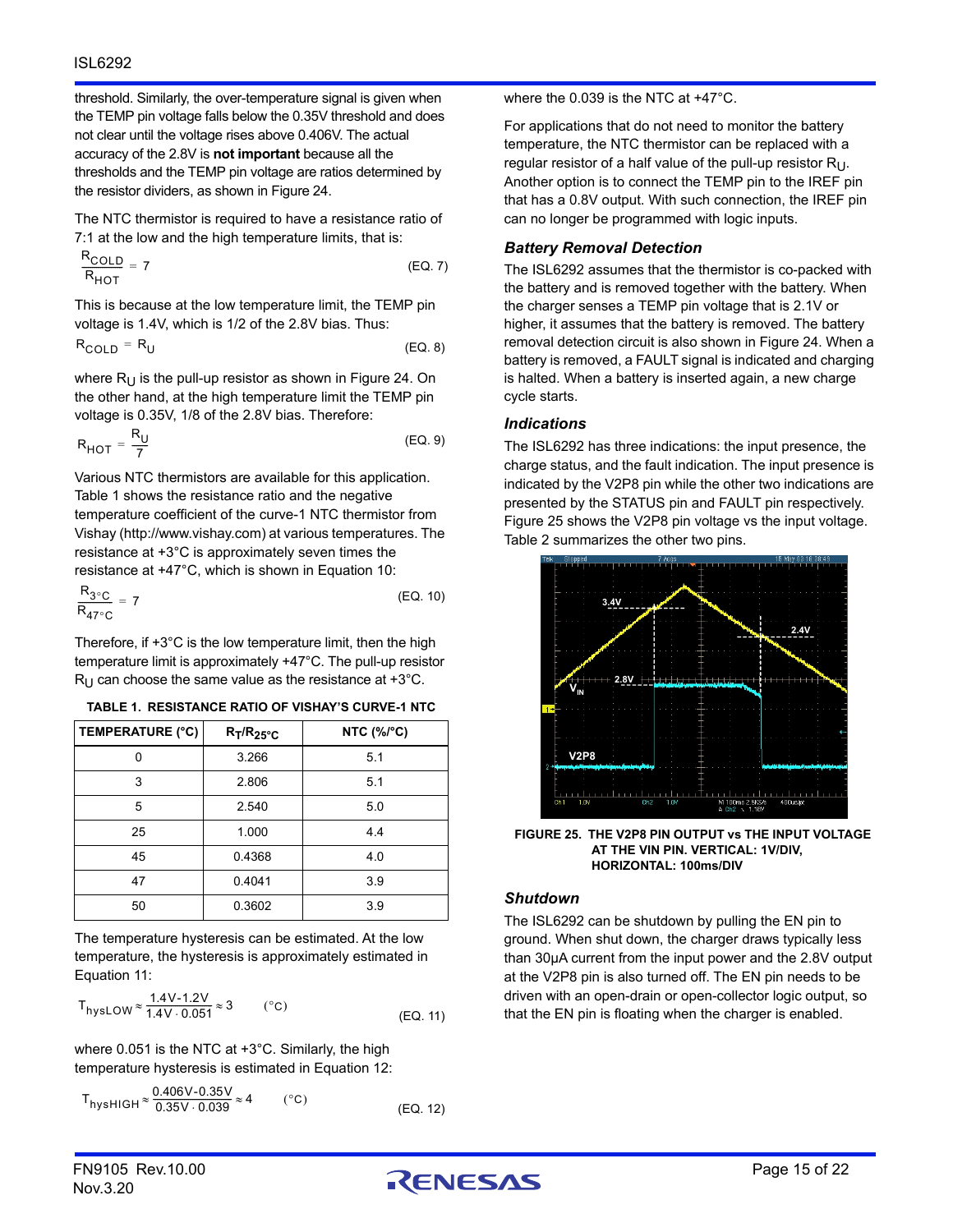threshold. Similarly, the over-temperature signal is given when the TEMP pin voltage falls below the 0.35V threshold and does not clear until the voltage rises above 0.406V. The actual accuracy of the 2.8V is **not important** because all the thresholds and the TEMP pin voltage are ratios determined by the resistor dividers, as shown in Figure 24.

The NTC thermistor is required to have a resistance ratio of 7:1 at the low and the high temperature limits, that is:

$$\frac{R_{COLD}}{R_{HOT}} = 7 \qquad \text{(EQ. 7)}$$

This is because at the low temperature limit, the TEMP pin voltage is 1.4V, which is 1/2 of the 2.8V bias. Thus:

$$R_{COLD} = R_U \qquad \text{(EQ. 8)}$$

where $R_U$ is the pull-up resistor as shown in Figure 24. On the other hand, at the high temperature limit the TEMP pin voltage is 0.35V, 1/8 of the 2.8V bias. Therefore:

$$R_{HOT} = \frac{R_U}{7} \qquad \text{(EQ. 9)}$$

Various NTC thermistors are available for this application. Table 1 shows the resistance ratio and the negative temperature coefficient of the curve-1 NTC thermistor from Vishay (http://www.vishay.com) at various temperatures. The resistance at +3°C is approximately seven times the resistance at +47°C, which is shown in Equation 10:

$$\frac{R_{3°C}}{R_{47°C}} = 7 \qquad \text{(EQ. 10)}$$

Therefore, if +3°C is the low temperature limit, then the high temperature limit is approximately +47°C. The pull-up resistor $R_U$ can choose the same value as the resistance at +3°C.

**TABLE 1. RESISTANCE RATIO OF VISHAY'S CURVE-1 NTC**

| TEMPERATURE (°C) | $R_T/R_{25°C}$ | NTC (%/°C) |
|---|---|---|
| 0 | 3.266 | 5.1 |
| 3 | 2.806 | 5.1 |
| 5 | 2.540 | 5.0 |
| 25 | 1.000 | 4.4 |
| 45 | 0.4368 | 4.0 |
| 47 | 0.4041 | 3.9 |
| 50 | 0.3602 | 3.9 |

The temperature hysteresis can be estimated. At the low temperature, the hysteresis is approximately estimated in Equation 11:

$$T_{hysLOW} \approx \frac{1.4V - 1.2V}{1.4V \cdot 0.051} \approx 3 \qquad (°C) \qquad \text{(EQ. 11)}$$

where 0.051 is the NTC at +3°C. Similarly, the high temperature hysteresis is estimated in Equation 12:

$$T_{hysHIGH} \approx \frac{0.406V - 0.35V}{0.35V \cdot 0.039} \approx 4 \qquad (°C) \qquad \text{(EQ. 12)}$$

where the 0.039 is the NTC at +47°C.

For applications that do not need to monitor the battery temperature, the NTC thermistor can be replaced with a regular resistor of a half value of the pull-up resistor $R_U$. Another option is to connect the TEMP pin to the IREF pin that has a 0.8V output. With such connection, the IREF pin can no longer be programmed with logic inputs.

### *Battery Removal Detection*

The ISL6292 assumes that the thermistor is co-packed with the battery and is removed together with the battery. When the charger senses a TEMP pin voltage that is 2.1V or higher, it assumes that the battery is removed. The battery removal detection circuit is also shown in Figure 24. When a battery is removed, a FAULT signal is indicated and charging is halted. When a battery is inserted again, a new charge cycle starts.

### *Indications*

The ISL6292 has three indications: the input presence, the charge status, and the fault indication. The input presence is indicated by the V2P8 pin while the other two indications are presented by the STATUS pin and FAULT pin respectively. Figure 25 shows the V2P8 pin voltage vs the input voltage. Table 2 summarizes the other two pins.

**FIGURE 25. THE V2P8 PIN OUTPUT vs THE INPUT VOLTAGE AT THE VIN PIN. VERTICAL: 1V/DIV, HORIZONTAL: 100ms/DIV**

### *Shutdown*

The ISL6292 can be shutdown by pulling the EN pin to ground. When shut down, the charger draws typically less than 30µA current from the input power and the 2.8V output at the V2P8 pin is also turned off. The EN pin needs to be driven with an open-drain or open-collector logic output, so that the EN pin is floating when the charger is enabled.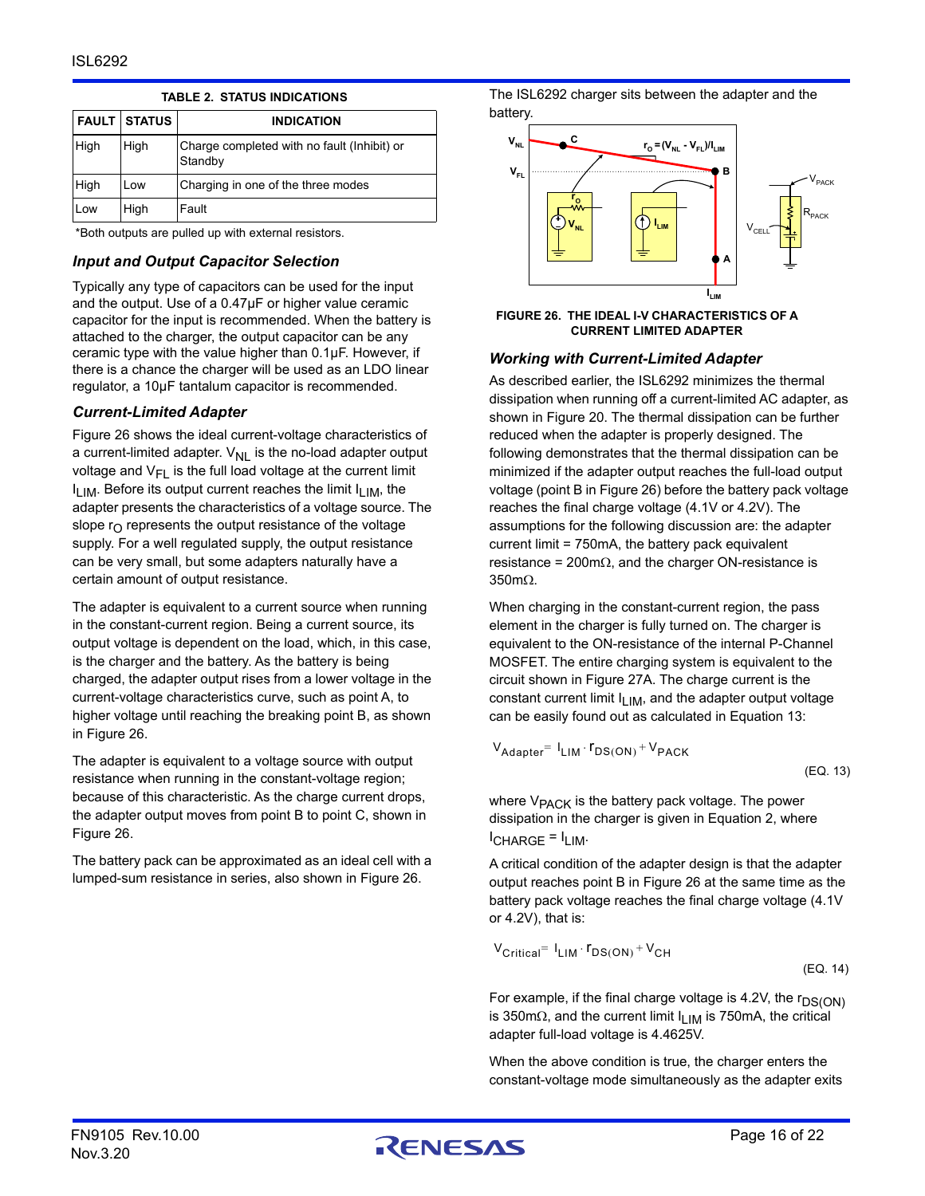**TABLE 2. STATUS INDICATIONS**

| FAULT | STATUS | INDICATION |
|---|---|---|
| High | High | Charge completed with no fault (Inhibit) or Standby |
| High | Low | Charging in one of the three modes |
| Low | High | Fault |

*Both outputs are pulled up with external resistors.

### *Input and Output Capacitor Selection*

Typically any type of capacitors can be used for the input and the output. Use of a 0.47µF or higher value ceramic capacitor for the input is recommended. When the battery is attached to the charger, the output capacitor can be any ceramic type with the value higher than 0.1µF. However, if there is a chance the charger will be used as an LDO linear regulator, a 10µF tantalum capacitor is recommended.

### *Current-Limited Adapter*

Figure 26 shows the ideal current-voltage characteristics of a current-limited adapter. $V_{NL}$ is the no-load adapter output voltage and $V_{FL}$ is the full load voltage at the current limit $I_{LIM}$. Before its output current reaches the limit $I_{LIM}$, the adapter presents the characteristics of a voltage source. The slope $r_O$ represents the output resistance of the voltage supply. For a well regulated supply, the output resistance can be very small, but some adapters naturally have a certain amount of output resistance.

The adapter is equivalent to a current source when running in the constant-current region. Being a current source, its output voltage is dependent on the load, which, in this case, is the charger and the battery. As the battery is being charged, the adapter output rises from a lower voltage in the current-voltage characteristics curve, such as point A, to higher voltage until reaching the breaking point B, as shown in Figure 26.

The adapter is equivalent to a voltage source with output resistance when running in the constant-voltage region; because of this characteristic. As the charge current drops, the adapter output moves from point B to point C, shown in Figure 26.

The battery pack can be approximated as an ideal cell with a lumped-sum resistance in series, also shown in Figure 26.

The ISL6292 charger sits between the adapter and the battery.

FIGURE 26. THE IDEAL I-V CHARACTERISTICS OF A CURRENT LIMITED ADAPTER

### *Working with Current-Limited Adapter*

As described earlier, the ISL6292 minimizes the thermal dissipation when running off a current-limited AC adapter, as shown in Figure 20. The thermal dissipation can be further reduced when the adapter is properly designed. The following demonstrates that the thermal dissipation can be minimized if the adapter output reaches the full-load output voltage (point B in Figure 26) before the battery pack voltage reaches the final charge voltage (4.1V or 4.2V). The assumptions for the following discussion are: the adapter current limit = 750mA, the battery pack equivalent resistance = 200mΩ, and the charger ON-resistance is 350mΩ.

When charging in the constant-current region, the pass element in the charger is fully turned on. The charger is equivalent to the ON-resistance of the internal P-Channel MOSFET. The entire charging system is equivalent to the circuit shown in Figure 27A. The charge current is the constant current limit $I_{LIM}$, and the adapter output voltage can be easily found out as calculated in Equation 13:

$$V_{Adapter} = I_{LIM} \cdot r_{DS(ON)} + V_{PACK} \quad \text{(EQ. 13)}$$

where $V_{PACK}$ is the battery pack voltage. The power dissipation in the charger is given in Equation 2, where $I_{CHARGE} = I_{LIM}$.

A critical condition of the adapter design is that the adapter output reaches point B in Figure 26 at the same time as the battery pack voltage reaches the final charge voltage (4.1V or 4.2V), that is:

$$V_{Critical} = I_{LIM} \cdot r_{DS(ON)} + V_{CH} \quad \text{(EQ. 14)}$$

For example, if the final charge voltage is 4.2V, the $r_{DS(ON)}$ is 350mΩ, and the current limit $I_{LIM}$ is 750mA, the critical adapter full-load voltage is 4.4625V.

When the above condition is true, the charger enters the constant-voltage mode simultaneously as the adapter exits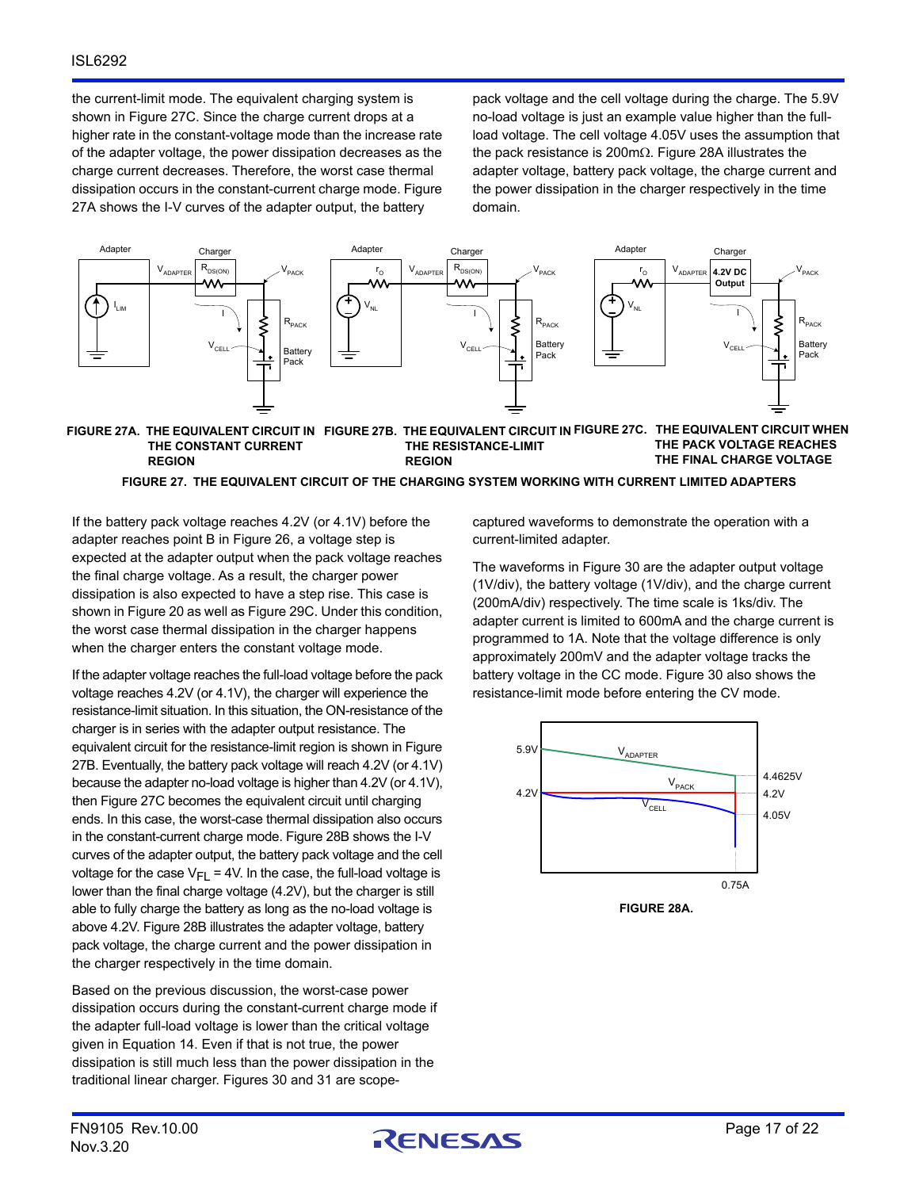the current-limit mode. The equivalent charging system is shown in Figure 27C. Since the charge current drops at a higher rate in the constant-voltage mode than the increase rate of the adapter voltage, the power dissipation decreases as the charge current decreases. Therefore, the worst case thermal dissipation occurs in the constant-current charge mode. Figure 27A shows the I-V curves of the adapter output, the battery pack voltage and the cell voltage during the charge. The 5.9V no-load voltage is just an example value higher than the full-load voltage. The cell voltage 4.05V uses the assumption that the pack resistance is 200mΩ. Figure 28A illustrates the adapter voltage, battery pack voltage, the charge current and the power dissipation in the charger respectively in the time domain.

**FIGURE 27A. THE EQUIVALENT CIRCUIT IN THE CONSTANT CURRENT REGION**

**FIGURE 27B. THE EQUIVALENT CIRCUIT IN THE RESISTANCE-LIMIT REGION**

**FIGURE 27C. THE EQUIVALENT CIRCUIT WHEN THE PACK VOLTAGE REACHES THE FINAL CHARGE VOLTAGE**

**FIGURE 27. THE EQUIVALENT CIRCUIT OF THE CHARGING SYSTEM WORKING WITH CURRENT LIMITED ADAPTERS**

If the battery pack voltage reaches 4.2V (or 4.1V) before the adapter reaches point B in Figure 26, a voltage step is expected at the adapter output when the pack voltage reaches the final charge voltage. As a result, the charger power dissipation is also expected to have a step rise. This case is shown in Figure 20 as well as Figure 29C. Under this condition, the worst case thermal dissipation in the charger happens when the charger enters the constant voltage mode.

If the adapter voltage reaches the full-load voltage before the pack voltage reaches 4.2V (or 4.1V), the charger will experience the resistance-limit situation. In this situation, the ON-resistance of the charger is in series with the adapter output resistance. The equivalent circuit for the resistance-limit region is shown in Figure 27B. Eventually, the battery pack voltage will reach 4.2V (or 4.1V) because the adapter no-load voltage is higher than 4.2V (or 4.1V), then Figure 27C becomes the equivalent circuit until charging ends. In this case, the worst-case thermal dissipation also occurs in the constant-current charge mode. Figure 28B shows the I-V curves of the adapter output, the battery pack voltage and the cell voltage for the case $V_{FL}$ = 4V. In the case, the full-load voltage is lower than the final charge voltage (4.2V), but the charger is still able to fully charge the battery as long as the no-load voltage is above 4.2V. Figure 28B illustrates the adapter voltage, battery pack voltage, the charge current and the power dissipation in the charger respectively in the time domain.

Based on the previous discussion, the worst-case power dissipation occurs during the constant-current charge mode if the adapter full-load voltage is lower than the critical voltage given in Equation 14. Even if that is not true, the power dissipation is still much less than the power dissipation in the traditional linear charger. Figures 30 and 31 are scope-captured waveforms to demonstrate the operation with a current-limited adapter.

The waveforms in Figure 30 are the adapter output voltage (1V/div), the battery voltage (1V/div), and the charge current (200mA/div) respectively. The time scale is 1ks/div. The adapter current is limited to 600mA and the charge current is programmed to 1A. Note that the voltage difference is only approximately 200mV and the adapter voltage tracks the battery voltage in the CC mode. Figure 30 also shows the resistance-limit mode before entering the CV mode.

**FIGURE 28A.**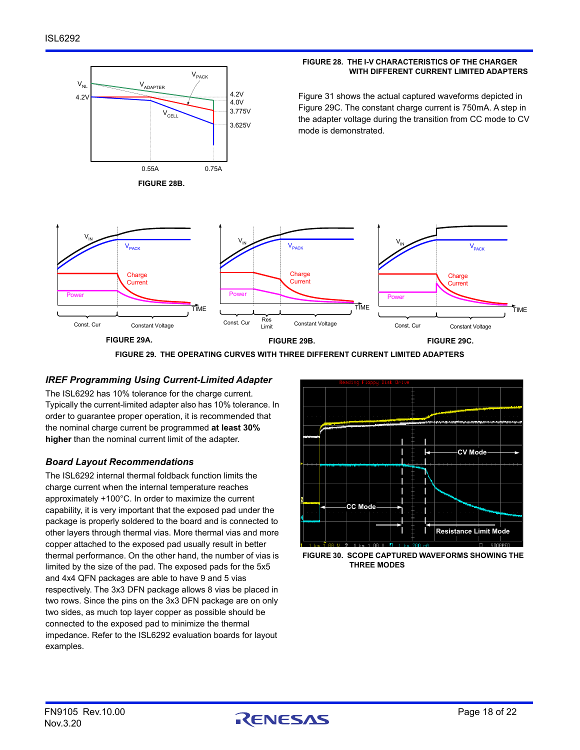FIGURE 28B.

FIGURE 28. THE I-V CHARACTERISTICS OF THE CHARGER WITH DIFFERENT CURRENT LIMITED ADAPTERS

Figure 31 shows the actual captured waveforms depicted in Figure 29C. The constant charge current is 750mA. A step in the adapter voltage during the transition from CC mode to CV mode is demonstrated.

FIGURE 29A.

FIGURE 29B.

FIGURE 29C.

FIGURE 29. THE OPERATING CURVES WITH THREE DIFFERENT CURRENT LIMITED ADAPTERS

### *IREF Programming Using Current-Limited Adapter*

The ISL6292 has 10% tolerance for the charge current. Typically the current-limited adapter also has 10% tolerance. In order to guarantee proper operation, it is recommended that the nominal charge current be programmed **at least 30% higher** than the nominal current limit of the adapter.

### *Board Layout Recommendations*

The ISL6292 internal thermal foldback function limits the charge current when the internal temperature reaches approximately +100°C. In order to maximize the current capability, it is very important that the exposed pad under the package is properly soldered to the board and is connected to other layers through thermal vias. More thermal vias and more copper attached to the exposed pad usually result in better thermal performance. On the other hand, the number of vias is limited by the size of the pad. The exposed pads for the 5x5 and 4x4 QFN packages are able to have 9 and 5 vias respectively. The 3x3 DFN package allows 8 vias be placed in two rows. Since the pins on the 3x3 DFN package are on only two sides, as much top layer copper as possible should be connected to the exposed pad to minimize the thermal impedance. Refer to the ISL6292 evaluation boards for layout examples.

FIGURE 30. SCOPE CAPTURED WAVEFORMS SHOWING THE THREE MODES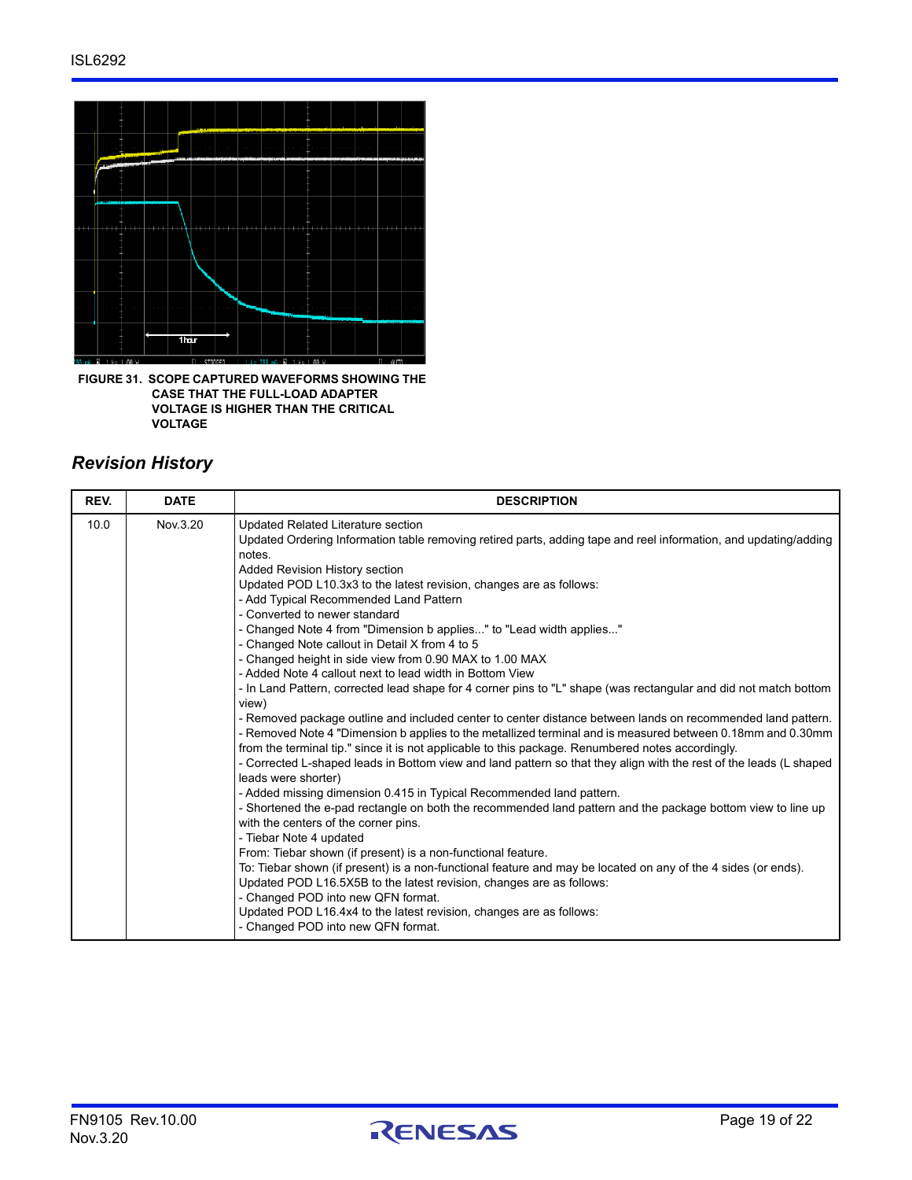**FIGURE 31. SCOPE CAPTURED WAVEFORMS SHOWING THE CASE THAT THE FULL-LOAD ADAPTER VOLTAGE IS HIGHER THAN THE CRITICAL VOLTAGE**

## *Revision History*

| REV. | DATE | DESCRIPTION |
|---|---|---|
| 10.0 | Nov.3.20 | Updated Related Literature section<br>Updated Ordering Information table removing retired parts, adding tape and reel information, and updating/adding notes.<br>Added Revision History section<br>Updated POD L10.3x3 to the latest revision, changes are as follows:<br>- Add Typical Recommended Land Pattern<br>- Converted to newer standard<br>- Changed Note 4 from "Dimension b applies..." to "Lead width applies..."<br>- Changed Note callout in Detail X from 4 to 5<br>- Changed height in side view from 0.90 MAX to 1.00 MAX<br>- Added Note 4 callout next to lead width in Bottom View<br>- In Land Pattern, corrected lead shape for 4 corner pins to "L" shape (was rectangular and did not match bottom view)<br>- Removed package outline and included center to center distance between lands on recommended land pattern.<br>- Removed Note 4 "Dimension b applies to the metallized terminal and is measured between 0.18mm and 0.30mm from the terminal tip." since it is not applicable to this package. Renumbered notes accordingly.<br>- Corrected L-shaped leads in Bottom view and land pattern so that they align with the rest of the leads (L shaped leads were shorter)<br>- Added missing dimension 0.415 in Typical Recommended land pattern.<br>- Shortened the e-pad rectangle on both the recommended land pattern and the package bottom view to line up with the centers of the corner pins.<br>- Tiebar Note 4 updated<br>From: Tiebar shown (if present) is a non-functional feature.<br>To: Tiebar shown (if present) is a non-functional feature and may be located on any of the 4 sides (or ends).<br>Updated POD L16.5X5B to the latest revision, changes are as follows:<br>- Changed POD into new QFN format.<br>Updated POD L16.4x4 to the latest revision, changes are as follows:<br>- Changed POD into new QFN format. |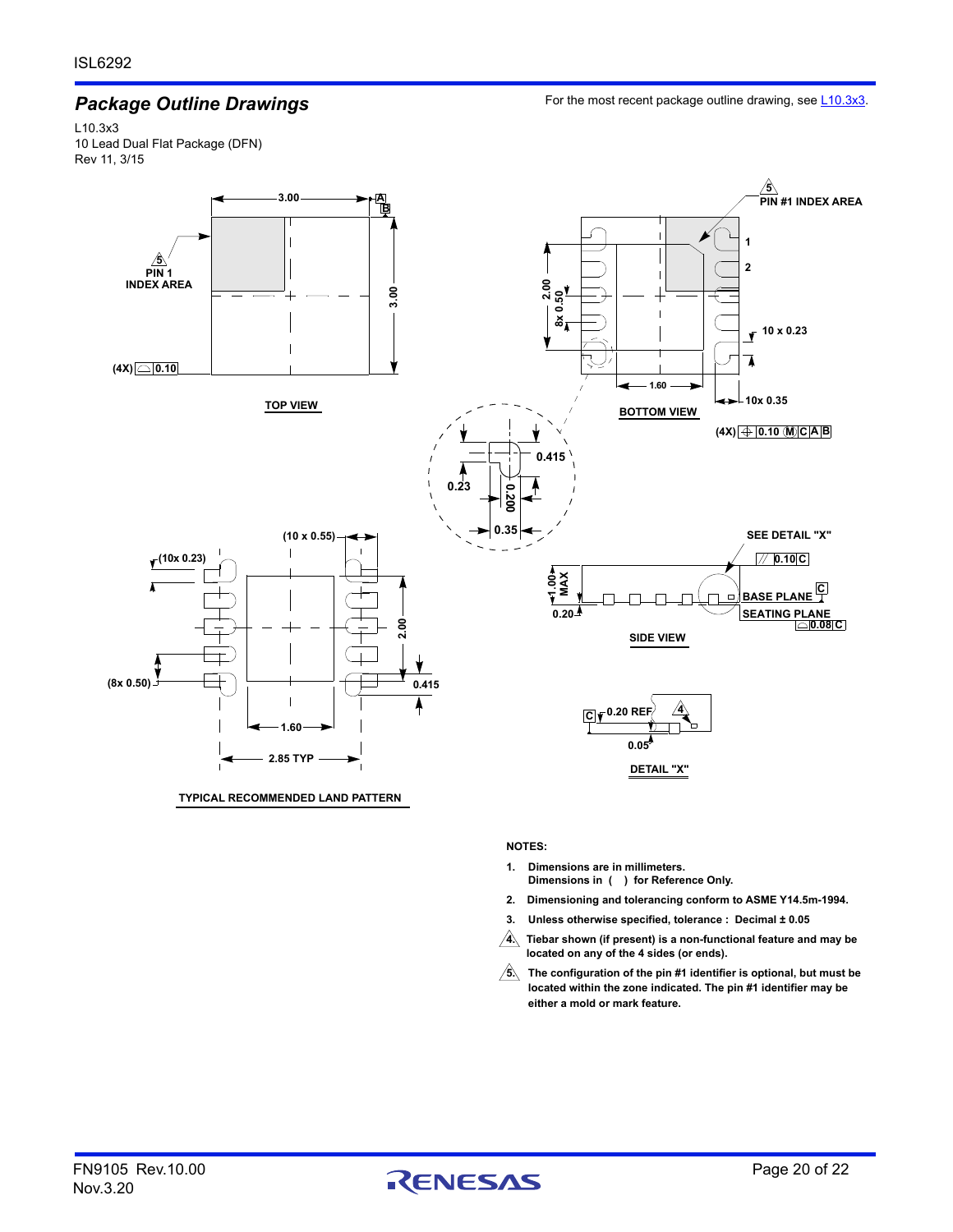## *Package Outline Drawings*

For the most recent package outline drawing, see L10.3x3.

L10.3x3
10 Lead Dual Flat Package (DFN)
Rev 11, 3/15

TOP VIEW

BOTTOM VIEW

TYPICAL RECOMMENDED LAND PATTERN

SIDE VIEW

DETAIL "X"

**NOTES:**

1. Dimensions are in millimeters.
   Dimensions in ( ) for Reference Only.
2. Dimensioning and tolerancing conform to ASME Y14.5m-1994.
3. Unless otherwise specified, tolerance : Decimal ± 0.05
4. Tiebar shown (if present) is a non-functional feature and may be located on any of the 4 sides (or ends).
5. The configuration of the pin #1 identifier is optional, but must be located within the zone indicated. The pin #1 identifier may be either a mold or mark feature.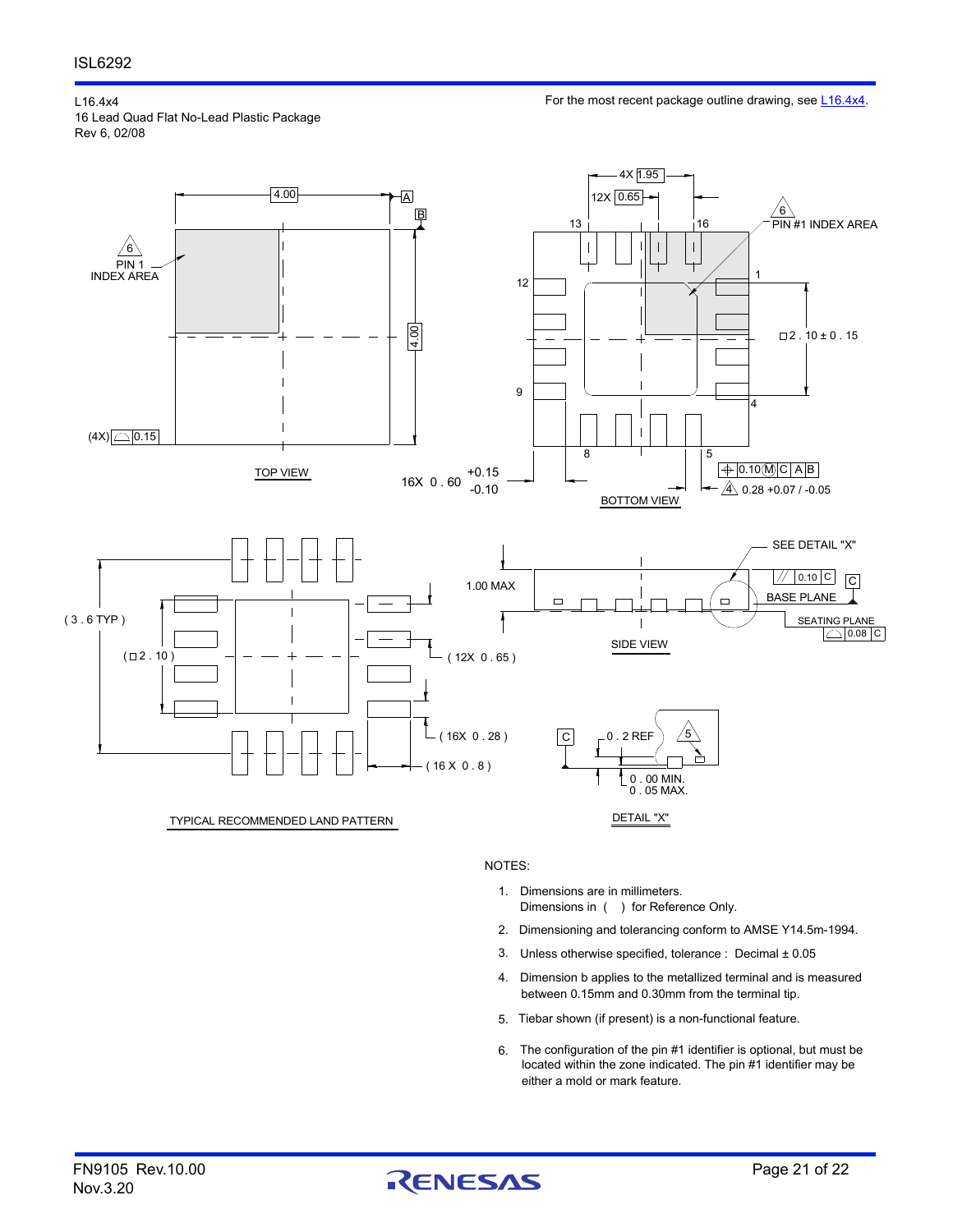L16.4x4
16 Lead Quad Flat No-Lead Plastic Package
Rev 6, 02/08

For the most recent package outline drawing, see L16.4x4.

TOP VIEW

BOTTOM VIEW

TYPICAL RECOMMENDED LAND PATTERN

SIDE VIEW

DETAIL "X"

NOTES:

1. Dimensions are in millimeters.
   Dimensions in ( ) for Reference Only.
2. Dimensioning and tolerancing conform to AMSE Y14.5m-1994.
3. Unless otherwise specified, tolerance : Decimal ± 0.05
4. Dimension b applies to the metallized terminal and is measured between 0.15mm and 0.30mm from the terminal tip.
5. Tiebar shown (if present) is a non-functional feature.
6. The configuration of the pin #1 identifier is optional, but must be located within the zone indicated. The pin #1 identifier may be either a mold or mark feature.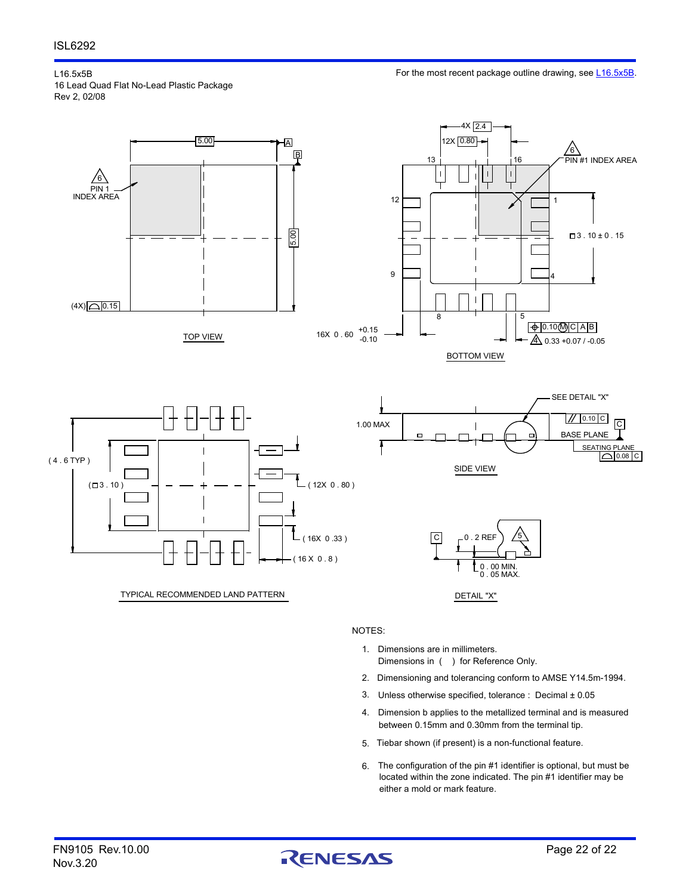L16.5x5B
16 Lead Quad Flat No-Lead Plastic Package
Rev 2, 02/08

For the most recent package outline drawing, see L16.5x5B.

5.00
A
B
6
PIN 1
INDEX AREA
5.00
(4X) 0.15
TOP VIEW

4X 2.4
12X 0.80
13
16
6
PIN #1 INDEX AREA
12
1
□3 . 10 ± 0 . 15
9
4
8
5
16X 0 . 60 +0.15 / -0.10
0.10 M C A B
4 0.33 +0.07 / -0.05
BOTTOM VIEW

( 4 . 6 TYP )
( □3 . 10 )
( 12X 0 . 80 )
( 16X 0 .33 )
( 16 X 0 . 8 )
TYPICAL RECOMMENDED LAND PATTERN

SEE DETAIL "X"
1.00 MAX
0.10 C
C
BASE PLANE
SEATING PLANE
0.08 C
SIDE VIEW

C
0 . 2 REF
5
0 . 00 MIN.
0 . 05 MAX.
DETAIL "X"

NOTES:

1. Dimensions are in millimeters.
   Dimensions in ( ) for Reference Only.
2. Dimensioning and tolerancing conform to AMSE Y14.5m-1994.
3. Unless otherwise specified, tolerance : Decimal ± 0.05
4. Dimension b applies to the metallized terminal and is measured between 0.15mm and 0.30mm from the terminal tip.
5. Tiebar shown (if present) is a non-functional feature.
6. The configuration of the pin #1 identifier is optional, but must be located within the zone indicated. The pin #1 identifier may be either a mold or mark feature.